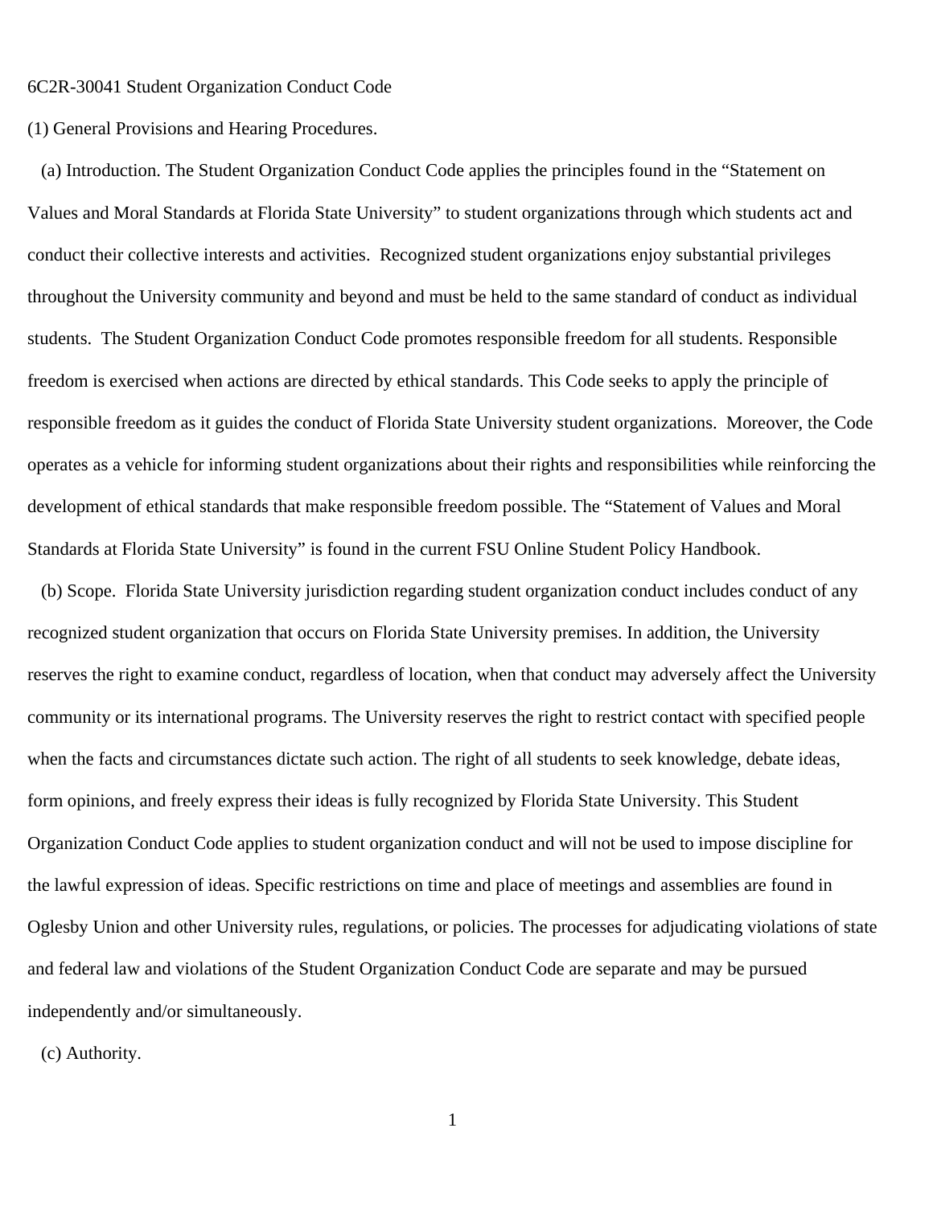6C2R-30041 Student Organization Conduct Code

(1) General Provisions and Hearing Procedures.

(a) Introduction. The Student Organization Conduct Code applies the principles found in the "Statement on Values and Moral Standards at Florida State University" to student organizations through which students act and conduct their collective interests and activities. Recognized student organizations enjoy substantial privileges throughout the University community and beyond and must be held to the same standard of conduct as individual students. The Student Organization Conduct Code promotes responsible freedom for all students. Responsible freedom is exercised when actions are directed by ethical standards. This Code seeks to apply the principle of responsible freedom as it guides the conduct of Florida State University student organizations. Moreover, the Code operates as a vehicle for informing student organizations about their rights and responsibilities while reinforcing the development of ethical standards that make responsible freedom possible. The "Statement of Values and Moral Standards at Florida State University" is found in the current FSU Online Student Policy Handbook.

(b) Scope. Florida State University jurisdiction regarding student organization conduct includes conduct of any recognized student organization that occurs on Florida State University premises. In addition, the University reserves the right to examine conduct, regardless of location, when that conduct may adversely affect the University community or its international programs. The University reserves the right to restrict contact with specified people when the facts and circumstances dictate such action. The right of all students to seek knowledge, debate ideas, form opinions, and freely express their ideas is fully recognized by Florida State University. This Student Organization Conduct Code applies to student organization conduct and will not be used to impose discipline for the lawful expression of ideas. Specific restrictions on time and place of meetings and assemblies are found in Oglesby Union and other University rules, regulations, or policies. The processes for adjudicating violations of state and federal law and violations of the Student Organization Conduct Code are separate and may be pursued independently and/or simultaneously.

(c) Authority.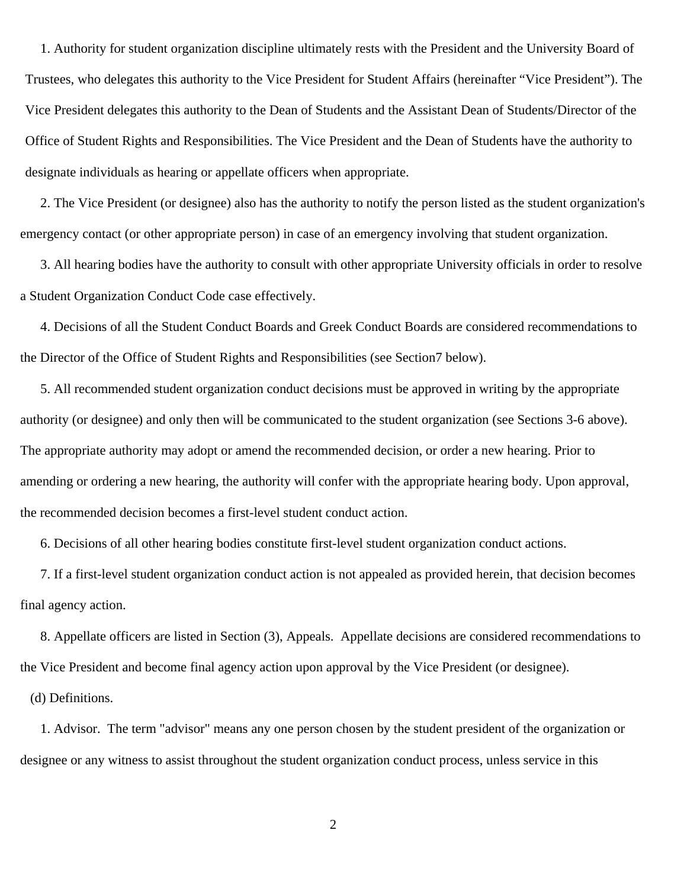1. Authority for student organization discipline ultimately rests with the President and the University Board of Trustees, who delegates this authority to the Vice President for Student Affairs (hereinafter "Vice President"). The Vice President delegates this authority to the Dean of Students and the Assistant Dean of Students/Director of the Office of Student Rights and Responsibilities. The Vice President and the Dean of Students have the authority to designate individuals as hearing or appellate officers when appropriate.

2. The Vice President (or designee) also has the authority to notify the person listed as the student organization's emergency contact (or other appropriate person) in case of an emergency involving that student organization.

3. All hearing bodies have the authority to consult with other appropriate University officials in order to resolve a Student Organization Conduct Code case effectively.

4. Decisions of all the Student Conduct Boards and Greek Conduct Boards are considered recommendations to the Director of the Office of Student Rights and Responsibilities (see Section7 below).

5. All recommended student organization conduct decisions must be approved in writing by the appropriate authority (or designee) and only then will be communicated to the student organization (see Sections 3-6 above). The appropriate authority may adopt or amend the recommended decision, or order a new hearing. Prior to amending or ordering a new hearing, the authority will confer with the appropriate hearing body. Upon approval, the recommended decision becomes a first-level student conduct action.

6. Decisions of all other hearing bodies constitute first-level student organization conduct actions.

7. If a first-level student organization conduct action is not appealed as provided herein, that decision becomes final agency action.

8. Appellate officers are listed in Section (3), Appeals. Appellate decisions are considered recommendations to the Vice President and become final agency action upon approval by the Vice President (or designee).

(d) Definitions.

1. Advisor. The term "advisor" means any one person chosen by the student president of the organization or designee or any witness to assist throughout the student organization conduct process, unless service in this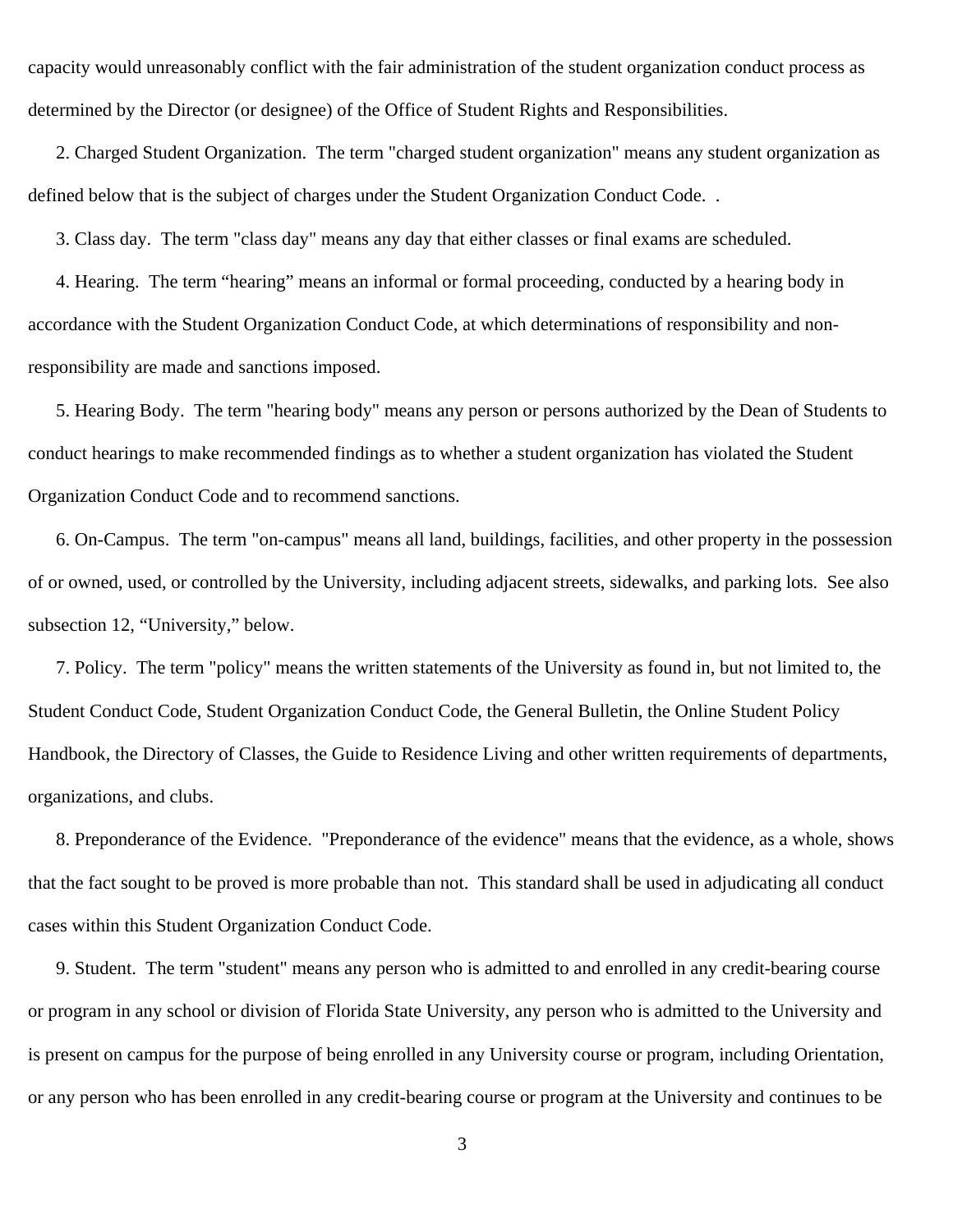capacity would unreasonably conflict with the fair administration of the student organization conduct process as determined by the Director (or designee) of the Office of Student Rights and Responsibilities.

2. Charged Student Organization. The term "charged student organization" means any student organization as defined below that is the subject of charges under the Student Organization Conduct Code. .

3. Class day. The term "class day" means any day that either classes or final exams are scheduled.

4. Hearing. The term "hearing" means an informal or formal proceeding, conducted by a hearing body in accordance with the Student Organization Conduct Code, at which determinations of responsibility and non-responsibility are made and sanctions imposed.

5. Hearing Body. The term "hearing body" means any person or persons authorized by the Dean of Students to conduct hearings to make recommended findings as to whether a student organization has violated the Student Organization Conduct Code and to recommend sanctions.

6. On-Campus. The term "on-campus" means all land, buildings, facilities, and other property in the possession of or owned, used, or controlled by the University, including adjacent streets, sidewalks, and parking lots. See also subsection 12, "University," below.

7. Policy. The term "policy" means the written statements of the University as found in, but not limited to, the Student Conduct Code, Student Organization Conduct Code, the General Bulletin, the Online Student Policy Handbook, the Directory of Classes, the Guide to Residence Living and other written requirements of departments, organizations, and clubs.

8. Preponderance of the Evidence. "Preponderance of the evidence" means that the evidence, as a whole, shows that the fact sought to be proved is more probable than not. This standard shall be used in adjudicating all conduct cases within this Student Organization Conduct Code.

9. Student. The term "student" means any person who is admitted to and enrolled in any credit-bearing course or program in any school or division of Florida State University, any person who is admitted to the University and is present on campus for the purpose of being enrolled in any University course or program, including Orientation, or any person who has been enrolled in any credit-bearing course or program at the University and continues to be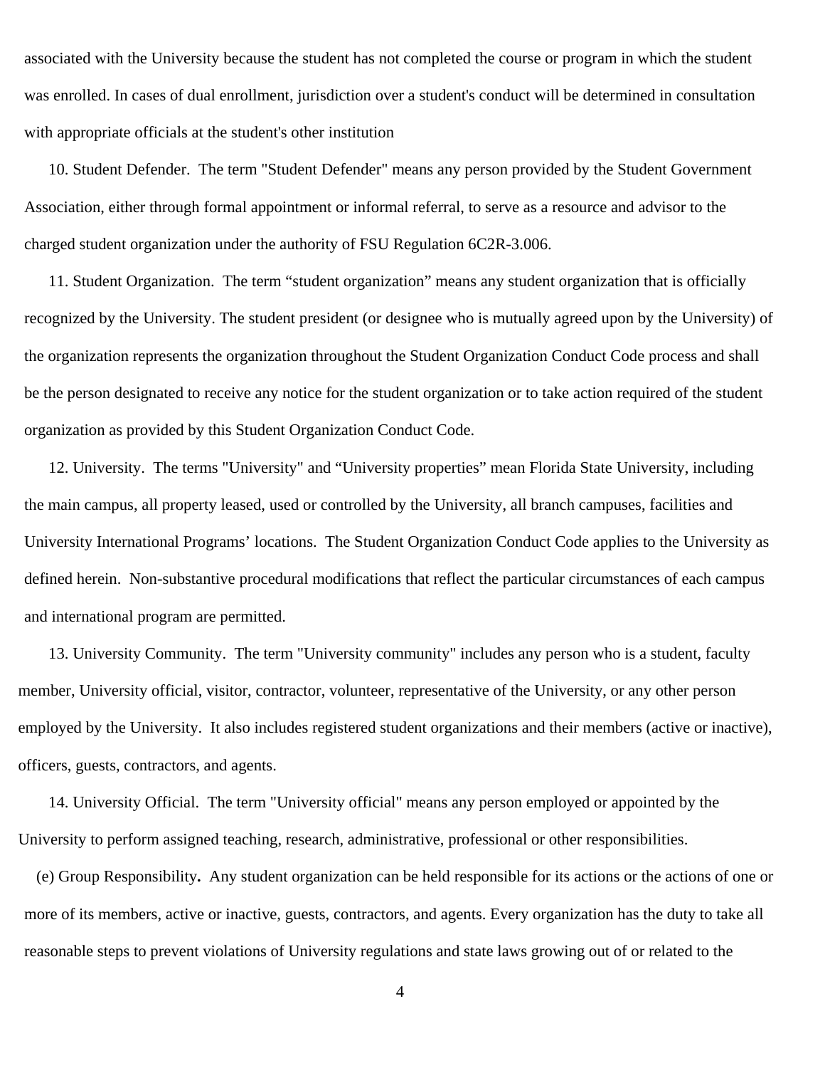associated with the University because the student has not completed the course or program in which the student was enrolled. In cases of dual enrollment, jurisdiction over a student's conduct will be determined in consultation with appropriate officials at the student's other institution

10. Student Defender. The term "Student Defender" means any person provided by the Student Government Association, either through formal appointment or informal referral, to serve as a resource and advisor to the charged student organization under the authority of FSU Regulation 6C2R-3.006.

11. Student Organization. The term “student organization” means any student organization that is officially recognized by the University. The student president (or designee who is mutually agreed upon by the University) of the organization represents the organization throughout the Student Organization Conduct Code process and shall be the person designated to receive any notice for the student organization or to take action required of the student organization as provided by this Student Organization Conduct Code.

12. University. The terms "University" and “University properties” mean Florida State University, including the main campus, all property leased, used or controlled by the University, all branch campuses, facilities and University International Programs’ locations. The Student Organization Conduct Code applies to the University as defined herein. Non-substantive procedural modifications that reflect the particular circumstances of each campus and international program are permitted.

13. University Community. The term "University community" includes any person who is a student, faculty member, University official, visitor, contractor, volunteer, representative of the University, or any other person employed by the University. It also includes registered student organizations and their members (active or inactive), officers, guests, contractors, and agents.

14. University Official. The term "University official" means any person employed or appointed by the University to perform assigned teaching, research, administrative, professional or other responsibilities.

(e) Group Responsibility**.** Any student organization can be held responsible for its actions or the actions of one or more of its members, active or inactive, guests, contractors, and agents. Every organization has the duty to take all reasonable steps to prevent violations of University regulations and state laws growing out of or related to the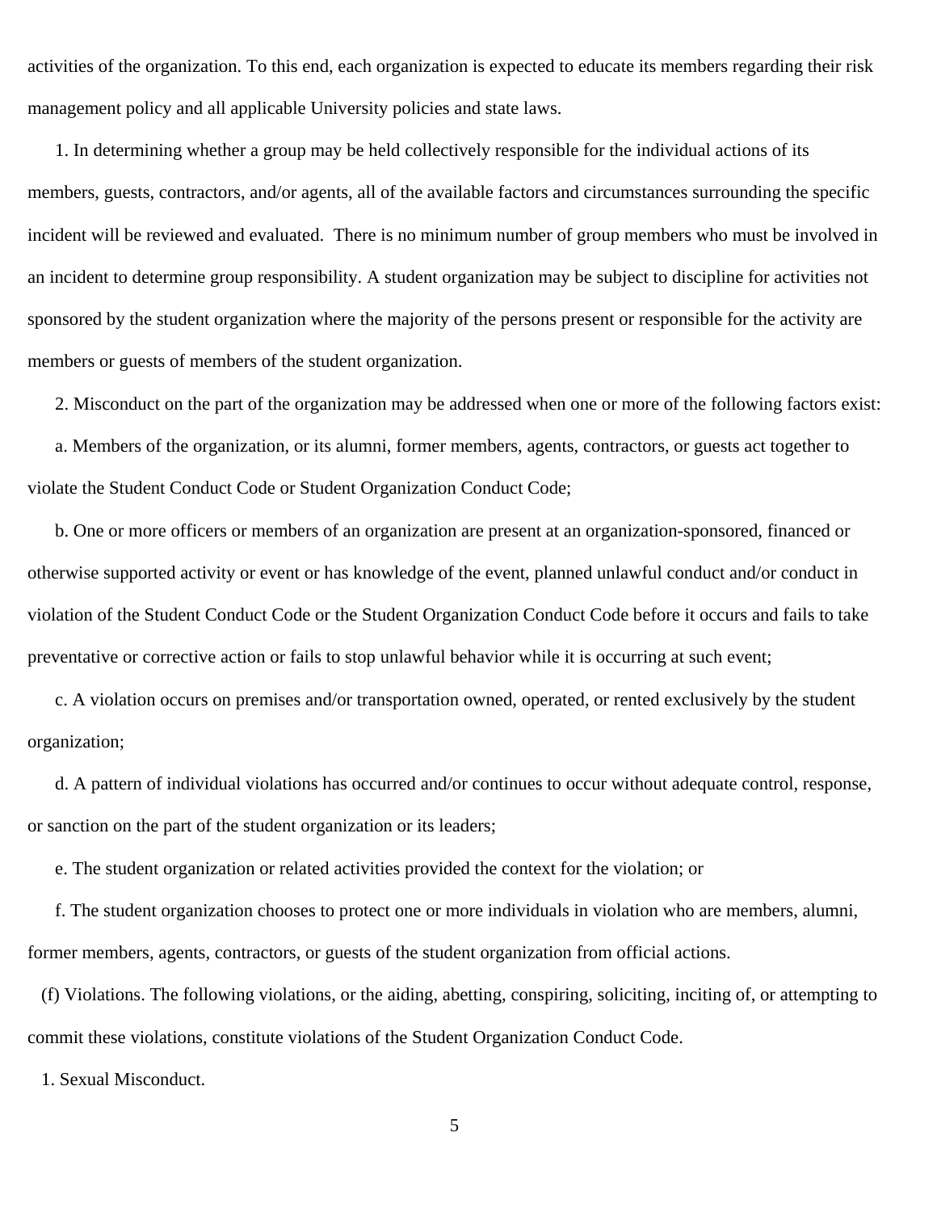activities of the organization. To this end, each organization is expected to educate its members regarding their risk management policy and all applicable University policies and state laws.

1. In determining whether a group may be held collectively responsible for the individual actions of its members, guests, contractors, and/or agents, all of the available factors and circumstances surrounding the specific incident will be reviewed and evaluated. There is no minimum number of group members who must be involved in an incident to determine group responsibility. A student organization may be subject to discipline for activities not sponsored by the student organization where the majority of the persons present or responsible for the activity are members or guests of members of the student organization.

2. Misconduct on the part of the organization may be addressed when one or more of the following factors exist:

a. Members of the organization, or its alumni, former members, agents, contractors, or guests act together to violate the Student Conduct Code or Student Organization Conduct Code;

b. One or more officers or members of an organization are present at an organization-sponsored, financed or otherwise supported activity or event or has knowledge of the event, planned unlawful conduct and/or conduct in violation of the Student Conduct Code or the Student Organization Conduct Code before it occurs and fails to take preventative or corrective action or fails to stop unlawful behavior while it is occurring at such event;

c. A violation occurs on premises and/or transportation owned, operated, or rented exclusively by the student organization;

d. A pattern of individual violations has occurred and/or continues to occur without adequate control, response, or sanction on the part of the student organization or its leaders;

e. The student organization or related activities provided the context for the violation; or

f. The student organization chooses to protect one or more individuals in violation who are members, alumni, former members, agents, contractors, or guests of the student organization from official actions.

(f) Violations. The following violations, or the aiding, abetting, conspiring, soliciting, inciting of, or attempting to commit these violations, constitute violations of the Student Organization Conduct Code.

1. Sexual Misconduct.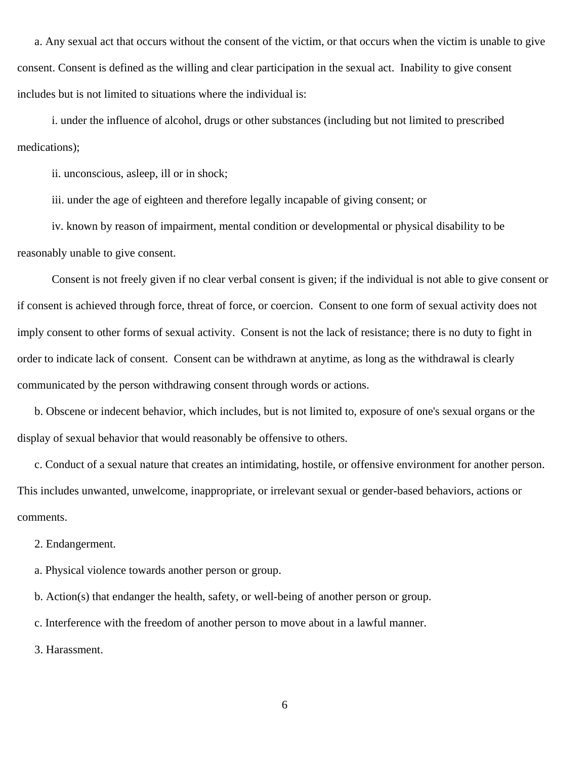a. Any sexual act that occurs without the consent of the victim, or that occurs when the victim is unable to give consent. Consent is defined as the willing and clear participation in the sexual act. Inability to give consent includes but is not limited to situations where the individual is:

i. under the influence of alcohol, drugs or other substances (including but not limited to prescribed medications);

ii. unconscious, asleep, ill or in shock;

iii. under the age of eighteen and therefore legally incapable of giving consent; or

iv. known by reason of impairment, mental condition or developmental or physical disability to be reasonably unable to give consent.

Consent is not freely given if no clear verbal consent is given; if the individual is not able to give consent or if consent is achieved through force, threat of force, or coercion. Consent to one form of sexual activity does not imply consent to other forms of sexual activity. Consent is not the lack of resistance; there is no duty to fight in order to indicate lack of consent. Consent can be withdrawn at anytime, as long as the withdrawal is clearly communicated by the person withdrawing consent through words or actions.

b. Obscene or indecent behavior, which includes, but is not limited to, exposure of one's sexual organs or the display of sexual behavior that would reasonably be offensive to others.

c. Conduct of a sexual nature that creates an intimidating, hostile, or offensive environment for another person. This includes unwanted, unwelcome, inappropriate, or irrelevant sexual or gender-based behaviors, actions or comments.

2. Endangerment.

a. Physical violence towards another person or group.

b. Action(s) that endanger the health, safety, or well-being of another person or group.

c. Interference with the freedom of another person to move about in a lawful manner.

3. Harassment.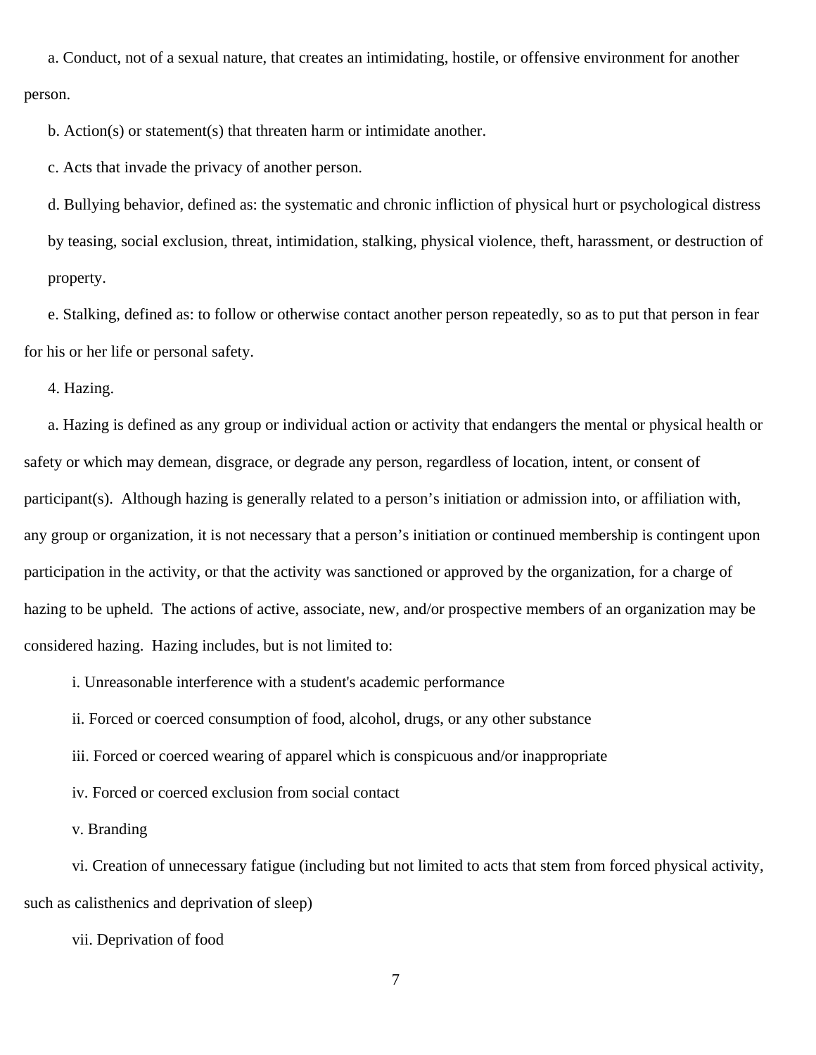a. Conduct, not of a sexual nature, that creates an intimidating, hostile, or offensive environment for another person.

b. Action(s) or statement(s) that threaten harm or intimidate another.

c. Acts that invade the privacy of another person.

d. Bullying behavior, defined as: the systematic and chronic infliction of physical hurt or psychological distress by teasing, social exclusion, threat, intimidation, stalking, physical violence, theft, harassment, or destruction of property.

e. Stalking, defined as: to follow or otherwise contact another person repeatedly, so as to put that person in fear for his or her life or personal safety.

4. Hazing.

a. Hazing is defined as any group or individual action or activity that endangers the mental or physical health or safety or which may demean, disgrace, or degrade any person, regardless of location, intent, or consent of participant(s). Although hazing is generally related to a person's initiation or admission into, or affiliation with, any group or organization, it is not necessary that a person's initiation or continued membership is contingent upon participation in the activity, or that the activity was sanctioned or approved by the organization, for a charge of hazing to be upheld. The actions of active, associate, new, and/or prospective members of an organization may be considered hazing. Hazing includes, but is not limited to:

i. Unreasonable interference with a student's academic performance

ii. Forced or coerced consumption of food, alcohol, drugs, or any other substance

iii. Forced or coerced wearing of apparel which is conspicuous and/or inappropriate

iv. Forced or coerced exclusion from social contact

v. Branding

vi. Creation of unnecessary fatigue (including but not limited to acts that stem from forced physical activity, such as calisthenics and deprivation of sleep)

vii. Deprivation of food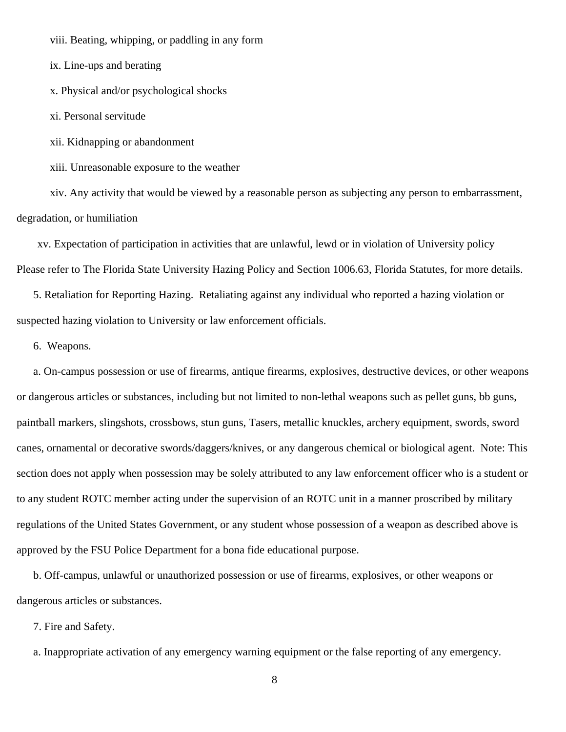viii. Beating, whipping, or paddling in any form

ix. Line-ups and berating

x. Physical and/or psychological shocks

xi. Personal servitude

xii. Kidnapping or abandonment

xiii. Unreasonable exposure to the weather

xiv. Any activity that would be viewed by a reasonable person as subjecting any person to embarrassment, degradation, or humiliation

xv. Expectation of participation in activities that are unlawful, lewd or in violation of University policy

Please refer to The Florida State University Hazing Policy and Section 1006.63, Florida Statutes, for more details.

5. Retaliation for Reporting Hazing. Retaliating against any individual who reported a hazing violation or suspected hazing violation to University or law enforcement officials.

6. Weapons.

a. On-campus possession or use of firearms, antique firearms, explosives, destructive devices, or other weapons or dangerous articles or substances, including but not limited to non-lethal weapons such as pellet guns, bb guns, paintball markers, slingshots, crossbows, stun guns, Tasers, metallic knuckles, archery equipment, swords, sword canes, ornamental or decorative swords/daggers/knives, or any dangerous chemical or biological agent. Note: This section does not apply when possession may be solely attributed to any law enforcement officer who is a student or to any student ROTC member acting under the supervision of an ROTC unit in a manner proscribed by military regulations of the United States Government, or any student whose possession of a weapon as described above is approved by the FSU Police Department for a bona fide educational purpose.

b. Off-campus, unlawful or unauthorized possession or use of firearms, explosives, or other weapons or dangerous articles or substances.

7. Fire and Safety.

a. Inappropriate activation of any emergency warning equipment or the false reporting of any emergency.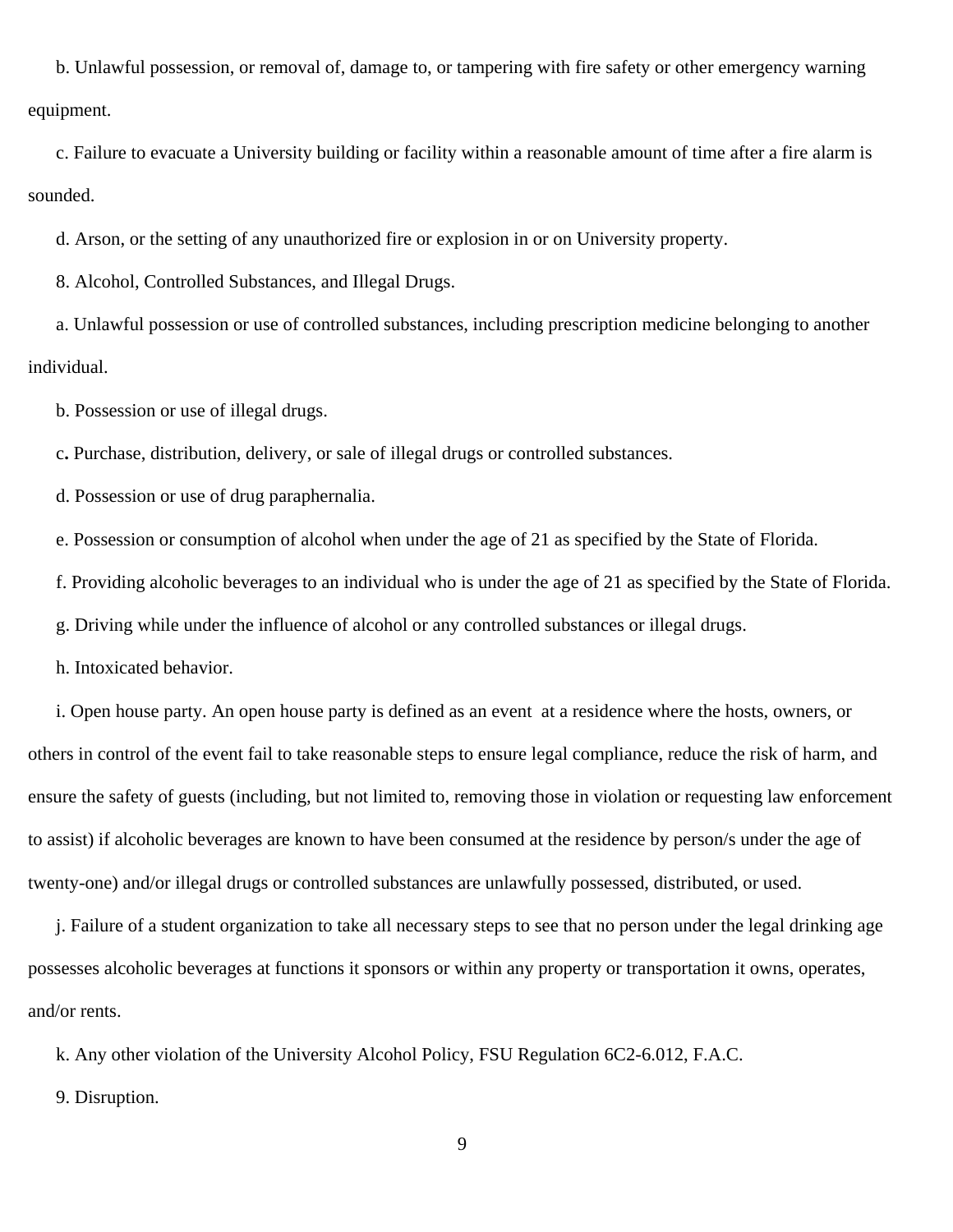b. Unlawful possession, or removal of, damage to, or tampering with fire safety or other emergency warning equipment.

c. Failure to evacuate a University building or facility within a reasonable amount of time after a fire alarm is sounded.

d. Arson, or the setting of any unauthorized fire or explosion in or on University property.

8. Alcohol, Controlled Substances, and Illegal Drugs.

a. Unlawful possession or use of controlled substances, including prescription medicine belonging to another individual.

b. Possession or use of illegal drugs.

c**.** Purchase, distribution, delivery, or sale of illegal drugs or controlled substances.

d. Possession or use of drug paraphernalia.

e. Possession or consumption of alcohol when under the age of 21 as specified by the State of Florida.

f. Providing alcoholic beverages to an individual who is under the age of 21 as specified by the State of Florida.

g. Driving while under the influence of alcohol or any controlled substances or illegal drugs.

h. Intoxicated behavior.

i. Open house party. An open house party is defined as an event at a residence where the hosts, owners, or others in control of the event fail to take reasonable steps to ensure legal compliance, reduce the risk of harm, and ensure the safety of guests (including, but not limited to, removing those in violation or requesting law enforcement to assist) if alcoholic beverages are known to have been consumed at the residence by person/s under the age of twenty-one) and/or illegal drugs or controlled substances are unlawfully possessed, distributed, or used.

j. Failure of a student organization to take all necessary steps to see that no person under the legal drinking age possesses alcoholic beverages at functions it sponsors or within any property or transportation it owns, operates, and/or rents.

k. Any other violation of the University Alcohol Policy, FSU Regulation 6C2-6.012, F.A.C.

9. Disruption.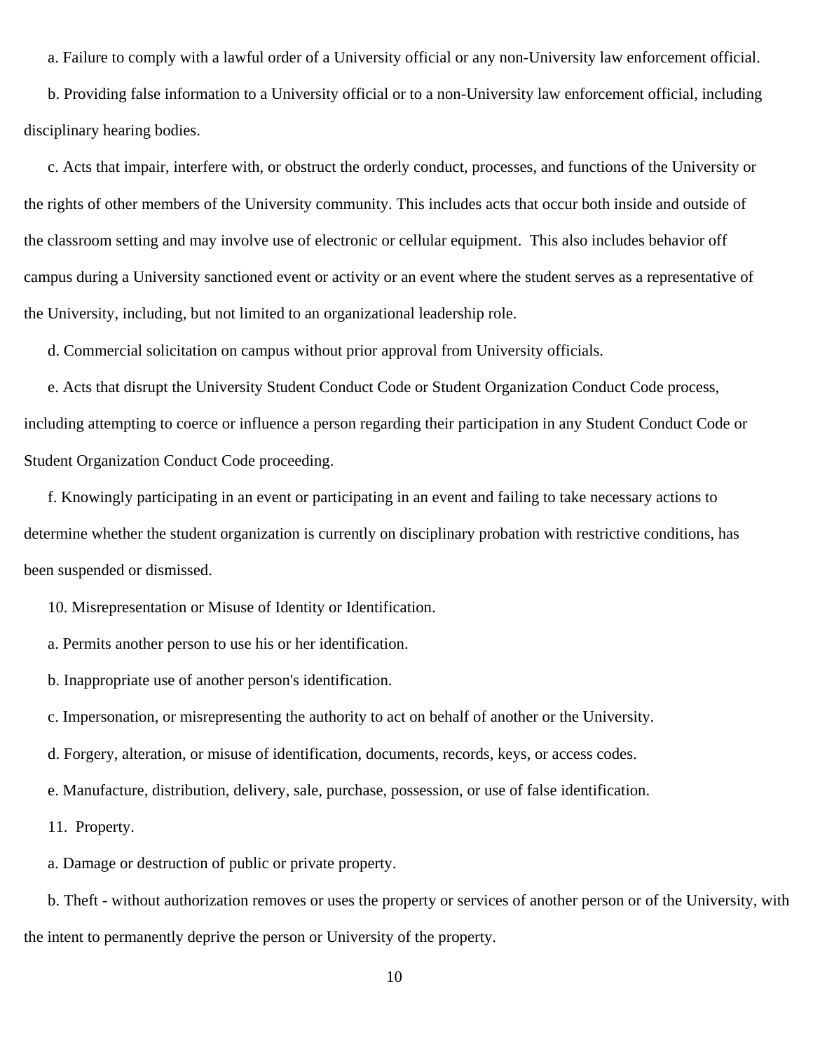a. Failure to comply with a lawful order of a University official or any non-University law enforcement official.

b. Providing false information to a University official or to a non-University law enforcement official, including disciplinary hearing bodies.

c. Acts that impair, interfere with, or obstruct the orderly conduct, processes, and functions of the University or the rights of other members of the University community. This includes acts that occur both inside and outside of the classroom setting and may involve use of electronic or cellular equipment. This also includes behavior off campus during a University sanctioned event or activity or an event where the student serves as a representative of the University, including, but not limited to an organizational leadership role.

d. Commercial solicitation on campus without prior approval from University officials.

e. Acts that disrupt the University Student Conduct Code or Student Organization Conduct Code process, including attempting to coerce or influence a person regarding their participation in any Student Conduct Code or Student Organization Conduct Code proceeding.

f. Knowingly participating in an event or participating in an event and failing to take necessary actions to determine whether the student organization is currently on disciplinary probation with restrictive conditions, has been suspended or dismissed.

10. Misrepresentation or Misuse of Identity or Identification.

a. Permits another person to use his or her identification.

b. Inappropriate use of another person's identification.

c. Impersonation, or misrepresenting the authority to act on behalf of another or the University.

d. Forgery, alteration, or misuse of identification, documents, records, keys, or access codes.

e. Manufacture, distribution, delivery, sale, purchase, possession, or use of false identification.

11. Property.

a. Damage or destruction of public or private property.

b. Theft - without authorization removes or uses the property or services of another person or of the University, with the intent to permanently deprive the person or University of the property.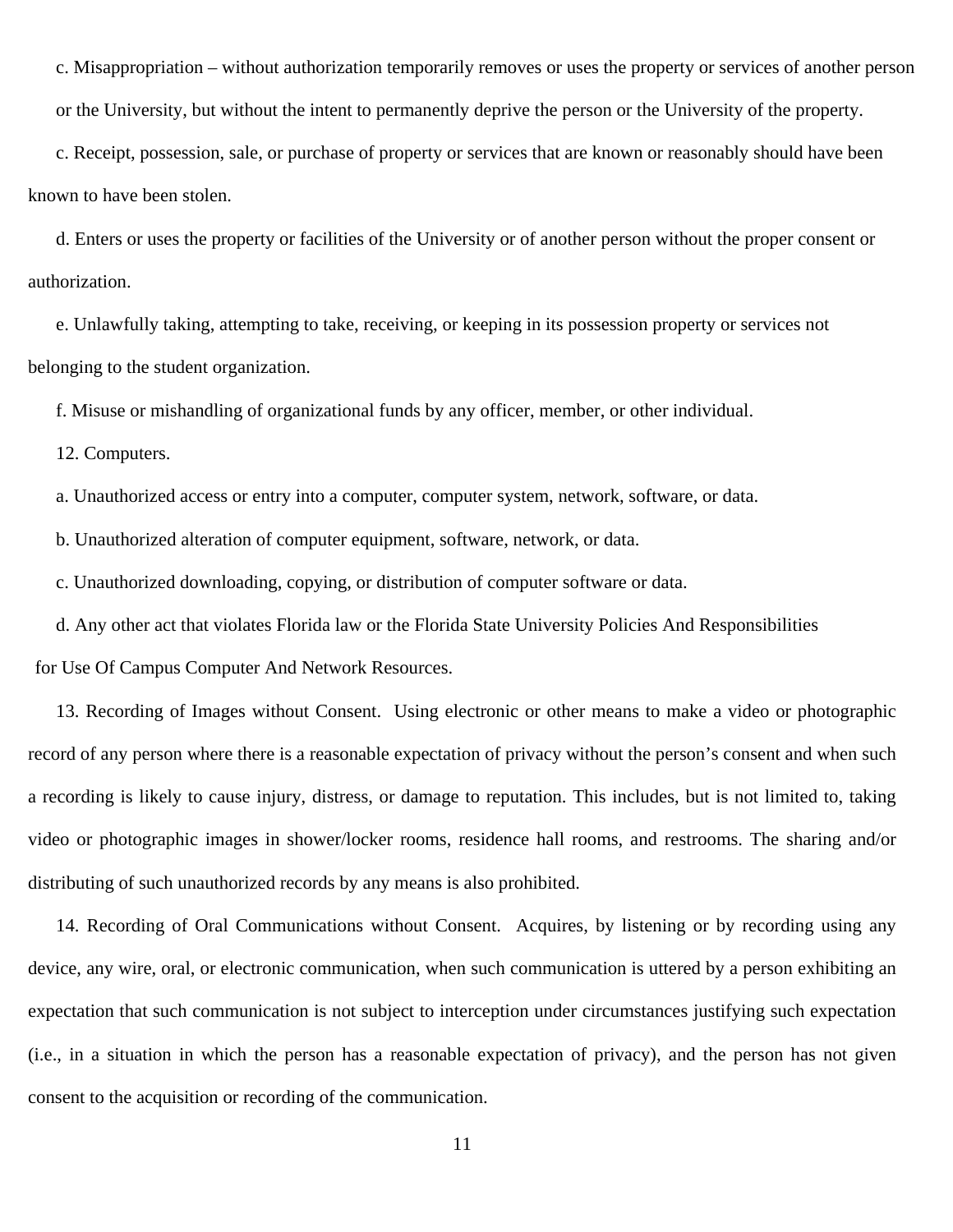c. Misappropriation – without authorization temporarily removes or uses the property or services of another person or the University, but without the intent to permanently deprive the person or the University of the property.

c. Receipt, possession, sale, or purchase of property or services that are known or reasonably should have been known to have been stolen.

d. Enters or uses the property or facilities of the University or of another person without the proper consent or authorization.

e. Unlawfully taking, attempting to take, receiving, or keeping in its possession property or services not belonging to the student organization.

f. Misuse or mishandling of organizational funds by any officer, member, or other individual.

12. Computers.

a. Unauthorized access or entry into a computer, computer system, network, software, or data.

b. Unauthorized alteration of computer equipment, software, network, or data.

c. Unauthorized downloading, copying, or distribution of computer software or data.

d. Any other act that violates Florida law or the Florida State University Policies And Responsibilities for Use Of Campus Computer And Network Resources.

13. Recording of Images without Consent. Using electronic or other means to make a video or photographic record of any person where there is a reasonable expectation of privacy without the person's consent and when such a recording is likely to cause injury, distress, or damage to reputation. This includes, but is not limited to, taking video or photographic images in shower/locker rooms, residence hall rooms, and restrooms. The sharing and/or distributing of such unauthorized records by any means is also prohibited.

14. Recording of Oral Communications without Consent. Acquires, by listening or by recording using any device, any wire, oral, or electronic communication, when such communication is uttered by a person exhibiting an expectation that such communication is not subject to interception under circumstances justifying such expectation (i.e., in a situation in which the person has a reasonable expectation of privacy), and the person has not given consent to the acquisition or recording of the communication.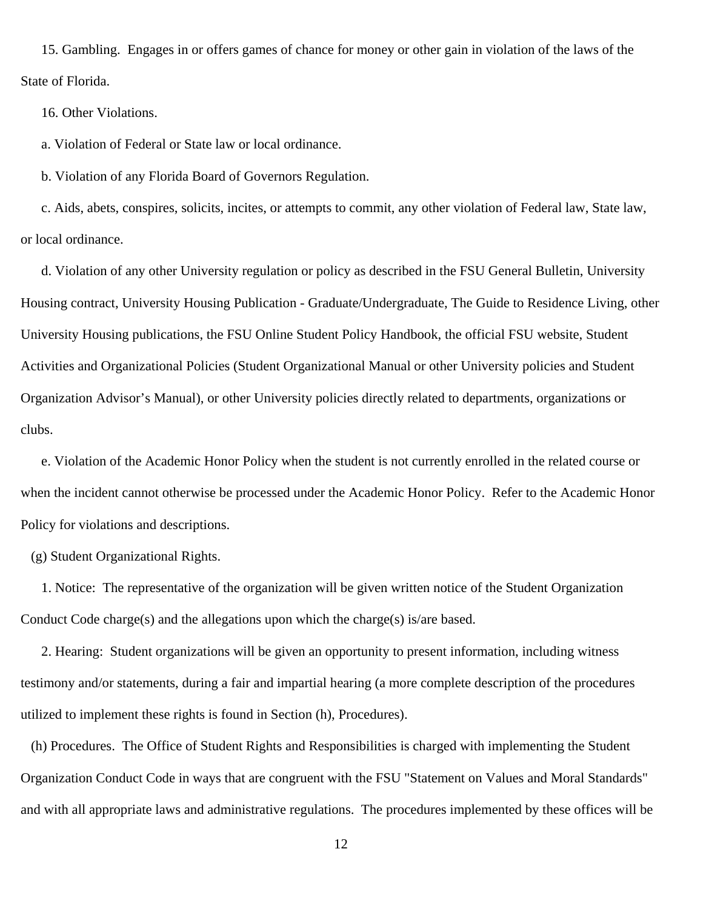15. Gambling. Engages in or offers games of chance for money or other gain in violation of the laws of the State of Florida.

16. Other Violations.

a. Violation of Federal or State law or local ordinance.

b. Violation of any Florida Board of Governors Regulation.

c. Aids, abets, conspires, solicits, incites, or attempts to commit, any other violation of Federal law, State law, or local ordinance.

d. Violation of any other University regulation or policy as described in the FSU General Bulletin, University Housing contract, University Housing Publication - Graduate/Undergraduate, The Guide to Residence Living, other University Housing publications, the FSU Online Student Policy Handbook, the official FSU website, Student Activities and Organizational Policies (Student Organizational Manual or other University policies and Student Organization Advisor's Manual), or other University policies directly related to departments, organizations or clubs.

e. Violation of the Academic Honor Policy when the student is not currently enrolled in the related course or when the incident cannot otherwise be processed under the Academic Honor Policy. Refer to the Academic Honor Policy for violations and descriptions.

(g) Student Organizational Rights.

1. Notice: The representative of the organization will be given written notice of the Student Organization Conduct Code charge(s) and the allegations upon which the charge(s) is/are based.

2. Hearing: Student organizations will be given an opportunity to present information, including witness testimony and/or statements, during a fair and impartial hearing (a more complete description of the procedures utilized to implement these rights is found in Section (h), Procedures).

(h) Procedures. The Office of Student Rights and Responsibilities is charged with implementing the Student Organization Conduct Code in ways that are congruent with the FSU "Statement on Values and Moral Standards" and with all appropriate laws and administrative regulations. The procedures implemented by these offices will be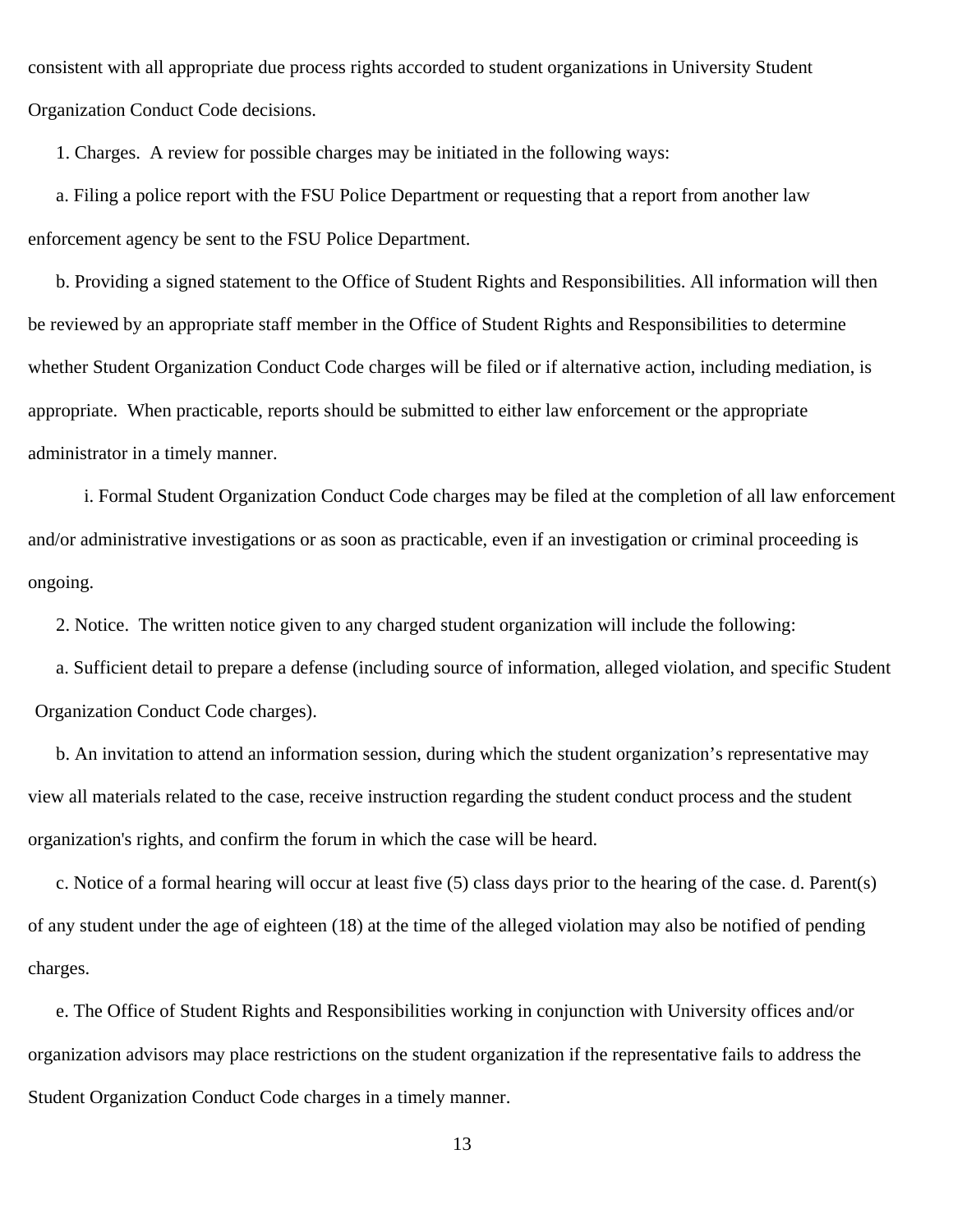consistent with all appropriate due process rights accorded to student organizations in University Student Organization Conduct Code decisions.

1. Charges. A review for possible charges may be initiated in the following ways:

a. Filing a police report with the FSU Police Department or requesting that a report from another law enforcement agency be sent to the FSU Police Department.

b. Providing a signed statement to the Office of Student Rights and Responsibilities. All information will then be reviewed by an appropriate staff member in the Office of Student Rights and Responsibilities to determine whether Student Organization Conduct Code charges will be filed or if alternative action, including mediation, is appropriate. When practicable, reports should be submitted to either law enforcement or the appropriate administrator in a timely manner.

i. Formal Student Organization Conduct Code charges may be filed at the completion of all law enforcement and/or administrative investigations or as soon as practicable, even if an investigation or criminal proceeding is ongoing.

2. Notice. The written notice given to any charged student organization will include the following:

a. Sufficient detail to prepare a defense (including source of information, alleged violation, and specific Student Organization Conduct Code charges).

b. An invitation to attend an information session, during which the student organization's representative may view all materials related to the case, receive instruction regarding the student conduct process and the student organization's rights, and confirm the forum in which the case will be heard.

c. Notice of a formal hearing will occur at least five (5) class days prior to the hearing of the case. d. Parent(s) of any student under the age of eighteen (18) at the time of the alleged violation may also be notified of pending charges.

e. The Office of Student Rights and Responsibilities working in conjunction with University offices and/or organization advisors may place restrictions on the student organization if the representative fails to address the Student Organization Conduct Code charges in a timely manner.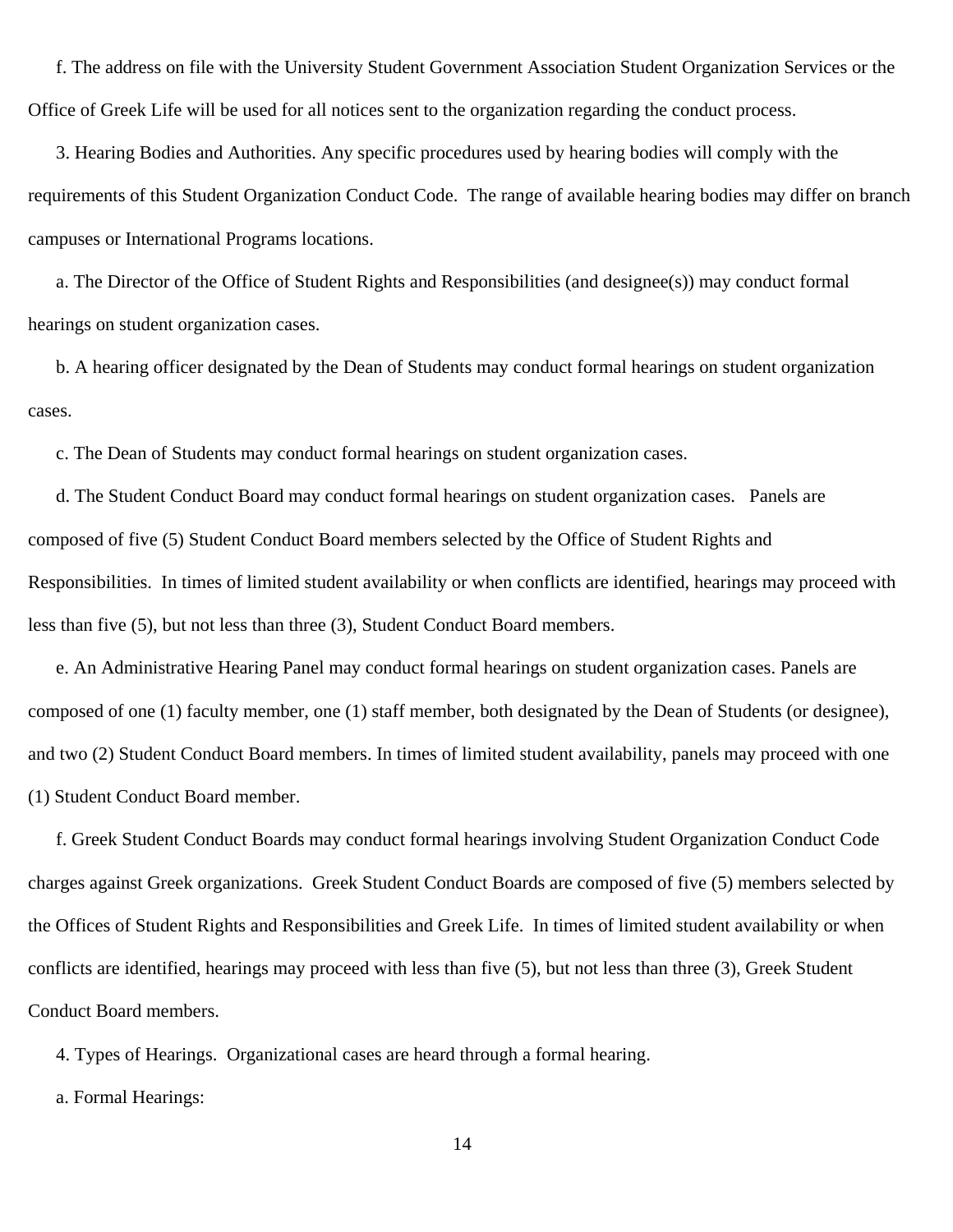f. The address on file with the University Student Government Association Student Organization Services or the Office of Greek Life will be used for all notices sent to the organization regarding the conduct process.

3. Hearing Bodies and Authorities. Any specific procedures used by hearing bodies will comply with the requirements of this Student Organization Conduct Code. The range of available hearing bodies may differ on branch campuses or International Programs locations.

a. The Director of the Office of Student Rights and Responsibilities (and designee(s)) may conduct formal hearings on student organization cases.

b. A hearing officer designated by the Dean of Students may conduct formal hearings on student organization cases.

c. The Dean of Students may conduct formal hearings on student organization cases.

d. The Student Conduct Board may conduct formal hearings on student organization cases. Panels are composed of five (5) Student Conduct Board members selected by the Office of Student Rights and Responsibilities. In times of limited student availability or when conflicts are identified, hearings may proceed with less than five (5), but not less than three (3), Student Conduct Board members.

e. An Administrative Hearing Panel may conduct formal hearings on student organization cases. Panels are composed of one (1) faculty member, one (1) staff member, both designated by the Dean of Students (or designee), and two (2) Student Conduct Board members. In times of limited student availability, panels may proceed with one (1) Student Conduct Board member.

f. Greek Student Conduct Boards may conduct formal hearings involving Student Organization Conduct Code charges against Greek organizations. Greek Student Conduct Boards are composed of five (5) members selected by the Offices of Student Rights and Responsibilities and Greek Life. In times of limited student availability or when conflicts are identified, hearings may proceed with less than five (5), but not less than three (3), Greek Student Conduct Board members.

4. Types of Hearings. Organizational cases are heard through a formal hearing.

a. Formal Hearings: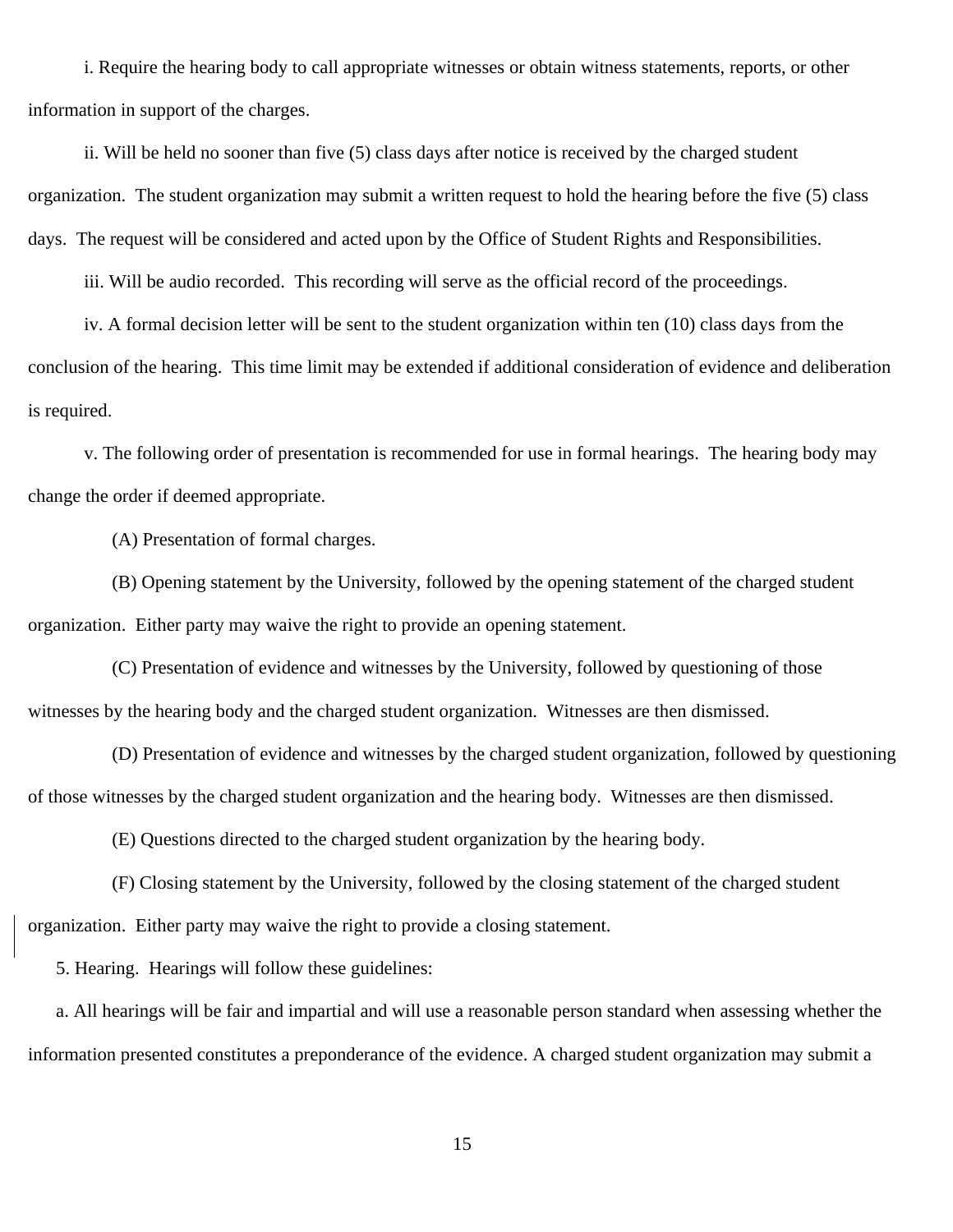i. Require the hearing body to call appropriate witnesses or obtain witness statements, reports, or other information in support of the charges.

ii. Will be held no sooner than five (5) class days after notice is received by the charged student organization. The student organization may submit a written request to hold the hearing before the five (5) class days. The request will be considered and acted upon by the Office of Student Rights and Responsibilities.

iii. Will be audio recorded. This recording will serve as the official record of the proceedings.

iv. A formal decision letter will be sent to the student organization within ten (10) class days from the conclusion of the hearing. This time limit may be extended if additional consideration of evidence and deliberation is required.

v. The following order of presentation is recommended for use in formal hearings. The hearing body may change the order if deemed appropriate.

(A) Presentation of formal charges.

(B) Opening statement by the University, followed by the opening statement of the charged student organization. Either party may waive the right to provide an opening statement.

(C) Presentation of evidence and witnesses by the University, followed by questioning of those witnesses by the hearing body and the charged student organization. Witnesses are then dismissed.

(D) Presentation of evidence and witnesses by the charged student organization, followed by questioning of those witnesses by the charged student organization and the hearing body. Witnesses are then dismissed.

(E) Questions directed to the charged student organization by the hearing body.

(F) Closing statement by the University, followed by the closing statement of the charged student organization. Either party may waive the right to provide a closing statement.

5. Hearing. Hearings will follow these guidelines:

a. All hearings will be fair and impartial and will use a reasonable person standard when assessing whether the information presented constitutes a preponderance of the evidence. A charged student organization may submit a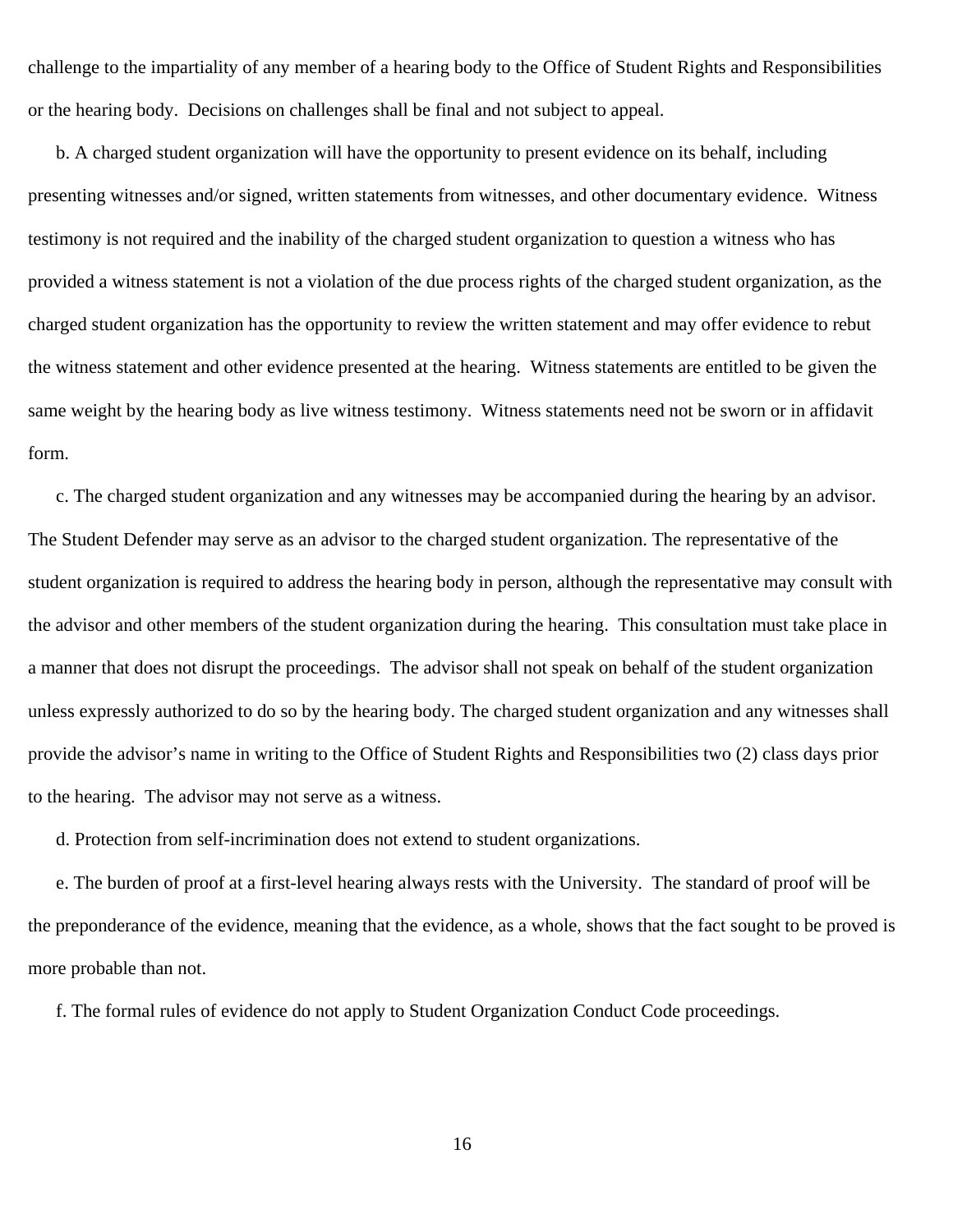challenge to the impartiality of any member of a hearing body to the Office of Student Rights and Responsibilities or the hearing body. Decisions on challenges shall be final and not subject to appeal.

b. A charged student organization will have the opportunity to present evidence on its behalf, including presenting witnesses and/or signed, written statements from witnesses, and other documentary evidence. Witness testimony is not required and the inability of the charged student organization to question a witness who has provided a witness statement is not a violation of the due process rights of the charged student organization, as the charged student organization has the opportunity to review the written statement and may offer evidence to rebut the witness statement and other evidence presented at the hearing. Witness statements are entitled to be given the same weight by the hearing body as live witness testimony. Witness statements need not be sworn or in affidavit form.

c. The charged student organization and any witnesses may be accompanied during the hearing by an advisor. The Student Defender may serve as an advisor to the charged student organization. The representative of the student organization is required to address the hearing body in person, although the representative may consult with the advisor and other members of the student organization during the hearing. This consultation must take place in a manner that does not disrupt the proceedings. The advisor shall not speak on behalf of the student organization unless expressly authorized to do so by the hearing body. The charged student organization and any witnesses shall provide the advisor's name in writing to the Office of Student Rights and Responsibilities two (2) class days prior to the hearing. The advisor may not serve as a witness.

d. Protection from self-incrimination does not extend to student organizations.

e. The burden of proof at a first-level hearing always rests with the University. The standard of proof will be the preponderance of the evidence, meaning that the evidence, as a whole, shows that the fact sought to be proved is more probable than not.

f. The formal rules of evidence do not apply to Student Organization Conduct Code proceedings.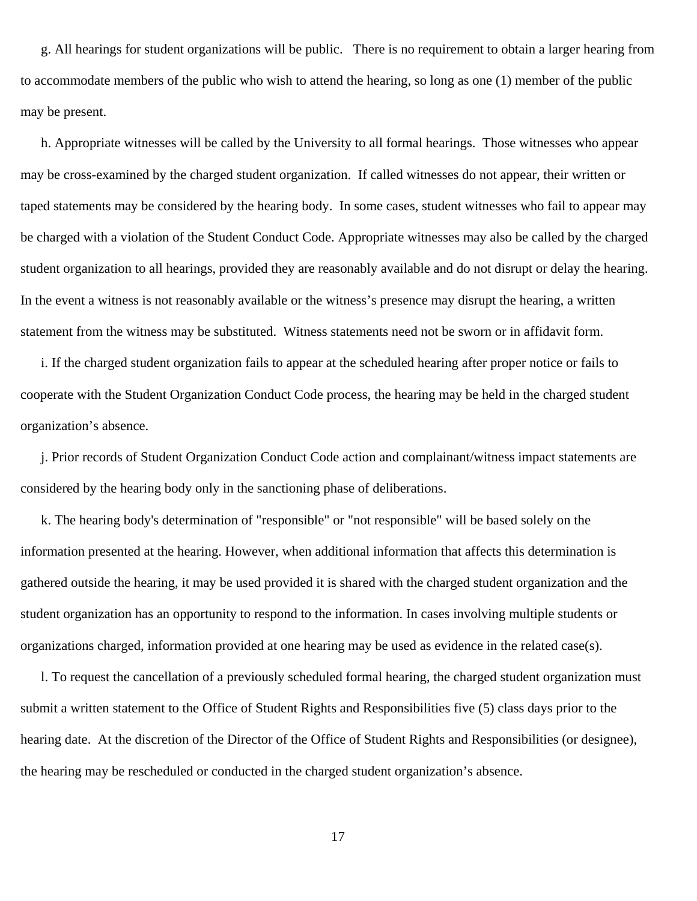g. All hearings for student organizations will be public. There is no requirement to obtain a larger hearing from to accommodate members of the public who wish to attend the hearing, so long as one (1) member of the public may be present.

h. Appropriate witnesses will be called by the University to all formal hearings. Those witnesses who appear may be cross-examined by the charged student organization. If called witnesses do not appear, their written or taped statements may be considered by the hearing body. In some cases, student witnesses who fail to appear may be charged with a violation of the Student Conduct Code. Appropriate witnesses may also be called by the charged student organization to all hearings, provided they are reasonably available and do not disrupt or delay the hearing. In the event a witness is not reasonably available or the witness's presence may disrupt the hearing, a written statement from the witness may be substituted. Witness statements need not be sworn or in affidavit form.

i. If the charged student organization fails to appear at the scheduled hearing after proper notice or fails to cooperate with the Student Organization Conduct Code process, the hearing may be held in the charged student organization's absence.

j. Prior records of Student Organization Conduct Code action and complainant/witness impact statements are considered by the hearing body only in the sanctioning phase of deliberations.

k. The hearing body's determination of "responsible" or "not responsible" will be based solely on the information presented at the hearing. However, when additional information that affects this determination is gathered outside the hearing, it may be used provided it is shared with the charged student organization and the student organization has an opportunity to respond to the information. In cases involving multiple students or organizations charged, information provided at one hearing may be used as evidence in the related case(s).

l. To request the cancellation of a previously scheduled formal hearing, the charged student organization must submit a written statement to the Office of Student Rights and Responsibilities five (5) class days prior to the hearing date. At the discretion of the Director of the Office of Student Rights and Responsibilities (or designee), the hearing may be rescheduled or conducted in the charged student organization's absence.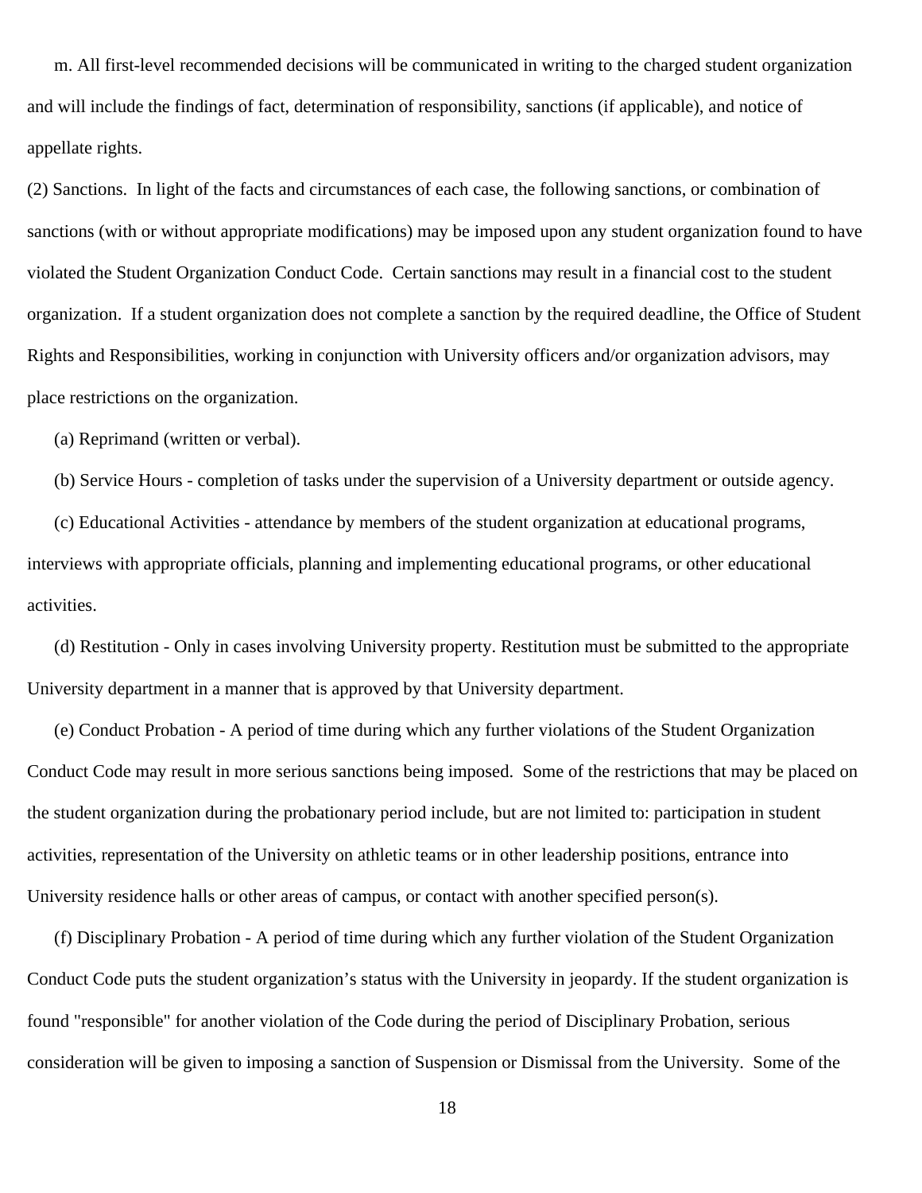m. All first-level recommended decisions will be communicated in writing to the charged student organization and will include the findings of fact, determination of responsibility, sanctions (if applicable), and notice of appellate rights.

(2) Sanctions. In light of the facts and circumstances of each case, the following sanctions, or combination of sanctions (with or without appropriate modifications) may be imposed upon any student organization found to have violated the Student Organization Conduct Code. Certain sanctions may result in a financial cost to the student organization. If a student organization does not complete a sanction by the required deadline, the Office of Student Rights and Responsibilities, working in conjunction with University officers and/or organization advisors, may place restrictions on the organization.

(a) Reprimand (written or verbal).

(b) Service Hours - completion of tasks under the supervision of a University department or outside agency.

(c) Educational Activities - attendance by members of the student organization at educational programs, interviews with appropriate officials, planning and implementing educational programs, or other educational activities.

(d) Restitution - Only in cases involving University property. Restitution must be submitted to the appropriate University department in a manner that is approved by that University department.

(e) Conduct Probation - A period of time during which any further violations of the Student Organization Conduct Code may result in more serious sanctions being imposed. Some of the restrictions that may be placed on the student organization during the probationary period include, but are not limited to: participation in student activities, representation of the University on athletic teams or in other leadership positions, entrance into University residence halls or other areas of campus, or contact with another specified person(s).

(f) Disciplinary Probation - A period of time during which any further violation of the Student Organization Conduct Code puts the student organization's status with the University in jeopardy. If the student organization is found "responsible" for another violation of the Code during the period of Disciplinary Probation, serious consideration will be given to imposing a sanction of Suspension or Dismissal from the University. Some of the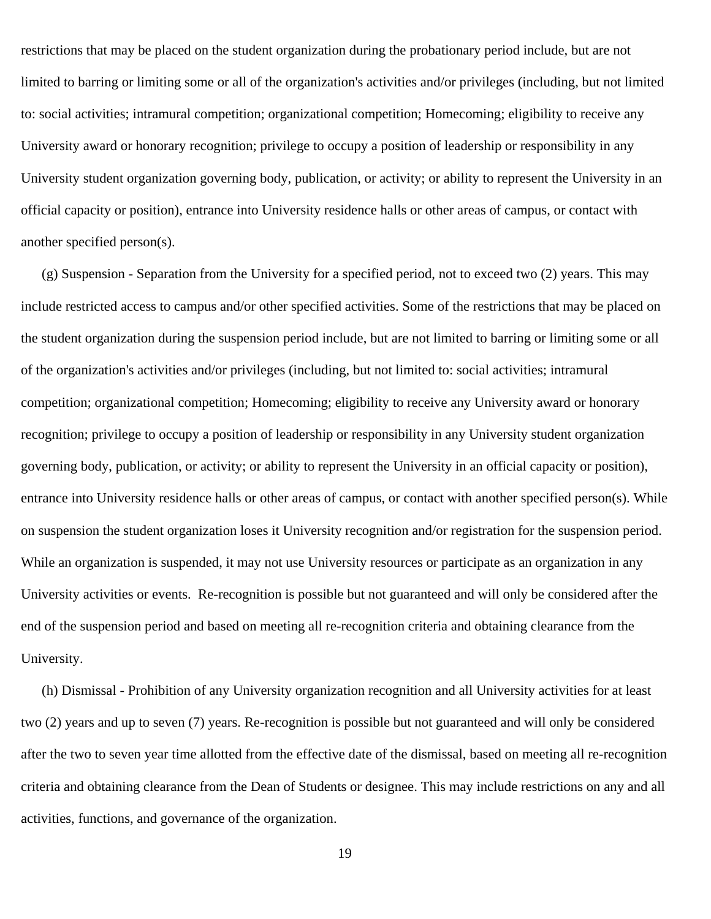restrictions that may be placed on the student organization during the probationary period include, but are not limited to barring or limiting some or all of the organization's activities and/or privileges (including, but not limited to: social activities; intramural competition; organizational competition; Homecoming; eligibility to receive any University award or honorary recognition; privilege to occupy a position of leadership or responsibility in any University student organization governing body, publication, or activity; or ability to represent the University in an official capacity or position), entrance into University residence halls or other areas of campus, or contact with another specified person(s).

(g) Suspension - Separation from the University for a specified period, not to exceed two (2) years. This may include restricted access to campus and/or other specified activities. Some of the restrictions that may be placed on the student organization during the suspension period include, but are not limited to barring or limiting some or all of the organization's activities and/or privileges (including, but not limited to: social activities; intramural competition; organizational competition; Homecoming; eligibility to receive any University award or honorary recognition; privilege to occupy a position of leadership or responsibility in any University student organization governing body, publication, or activity; or ability to represent the University in an official capacity or position), entrance into University residence halls or other areas of campus, or contact with another specified person(s). While on suspension the student organization loses it University recognition and/or registration for the suspension period. While an organization is suspended, it may not use University resources or participate as an organization in any University activities or events. Re-recognition is possible but not guaranteed and will only be considered after the end of the suspension period and based on meeting all re-recognition criteria and obtaining clearance from the University.

(h) Dismissal - Prohibition of any University organization recognition and all University activities for at least two (2) years and up to seven (7) years. Re-recognition is possible but not guaranteed and will only be considered after the two to seven year time allotted from the effective date of the dismissal, based on meeting all re-recognition criteria and obtaining clearance from the Dean of Students or designee. This may include restrictions on any and all activities, functions, and governance of the organization.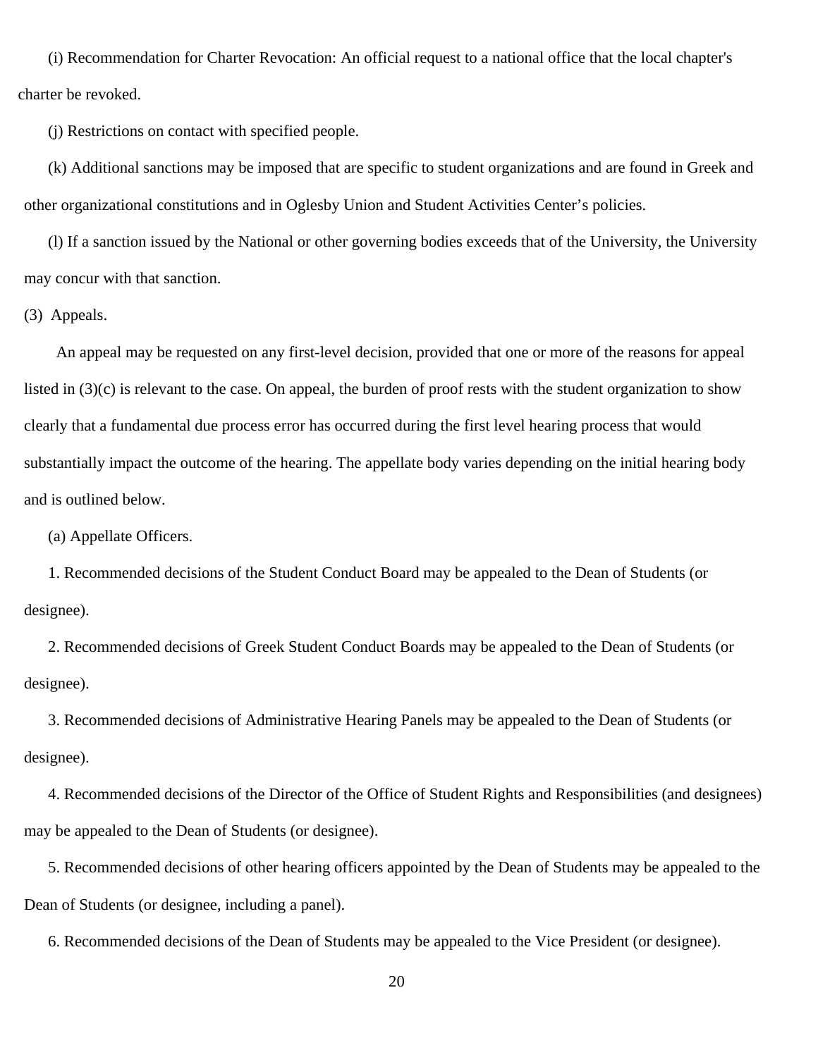(i) Recommendation for Charter Revocation: An official request to a national office that the local chapter's charter be revoked.

(j) Restrictions on contact with specified people.

(k) Additional sanctions may be imposed that are specific to student organizations and are found in Greek and other organizational constitutions and in Oglesby Union and Student Activities Center's policies.

(l) If a sanction issued by the National or other governing bodies exceeds that of the University, the University may concur with that sanction.

(3) Appeals.

An appeal may be requested on any first-level decision, provided that one or more of the reasons for appeal listed in (3)(c) is relevant to the case. On appeal, the burden of proof rests with the student organization to show clearly that a fundamental due process error has occurred during the first level hearing process that would substantially impact the outcome of the hearing. The appellate body varies depending on the initial hearing body and is outlined below.

(a) Appellate Officers.

1. Recommended decisions of the Student Conduct Board may be appealed to the Dean of Students (or designee).

2. Recommended decisions of Greek Student Conduct Boards may be appealed to the Dean of Students (or designee).

3. Recommended decisions of Administrative Hearing Panels may be appealed to the Dean of Students (or designee).

4. Recommended decisions of the Director of the Office of Student Rights and Responsibilities (and designees) may be appealed to the Dean of Students (or designee).

5. Recommended decisions of other hearing officers appointed by the Dean of Students may be appealed to the Dean of Students (or designee, including a panel).

6. Recommended decisions of the Dean of Students may be appealed to the Vice President (or designee).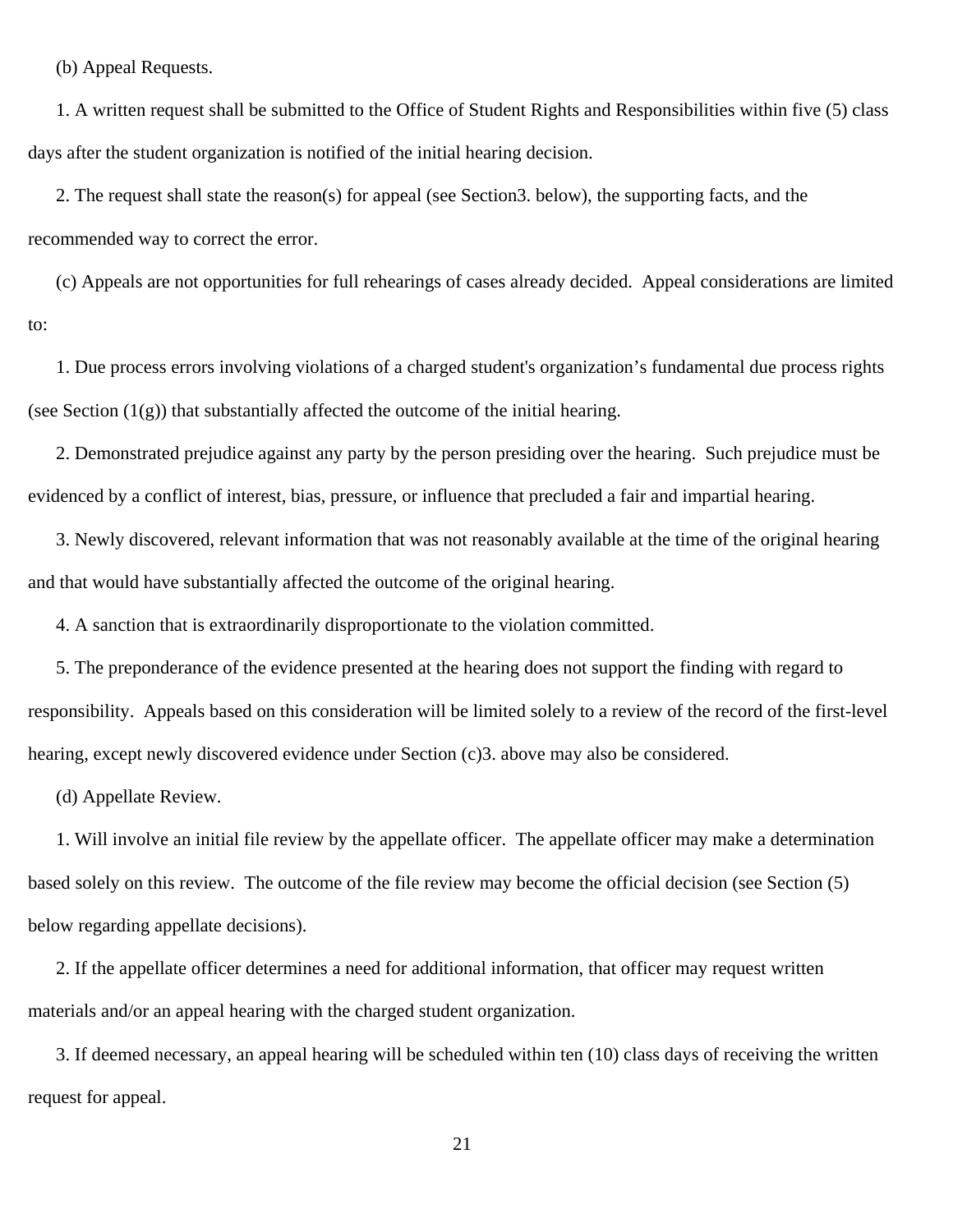(b) Appeal Requests.

1. A written request shall be submitted to the Office of Student Rights and Responsibilities within five (5) class days after the student organization is notified of the initial hearing decision.

2. The request shall state the reason(s) for appeal (see Section3. below), the supporting facts, and the recommended way to correct the error.

(c) Appeals are not opportunities for full rehearings of cases already decided. Appeal considerations are limited to:

1. Due process errors involving violations of a charged student's organization's fundamental due process rights (see Section (1(g)) that substantially affected the outcome of the initial hearing.

2. Demonstrated prejudice against any party by the person presiding over the hearing. Such prejudice must be evidenced by a conflict of interest, bias, pressure, or influence that precluded a fair and impartial hearing.

3. Newly discovered, relevant information that was not reasonably available at the time of the original hearing and that would have substantially affected the outcome of the original hearing.

4. A sanction that is extraordinarily disproportionate to the violation committed.

5. The preponderance of the evidence presented at the hearing does not support the finding with regard to responsibility. Appeals based on this consideration will be limited solely to a review of the record of the first-level hearing, except newly discovered evidence under Section (c)3. above may also be considered.

(d) Appellate Review.

1. Will involve an initial file review by the appellate officer. The appellate officer may make a determination based solely on this review. The outcome of the file review may become the official decision (see Section (5) below regarding appellate decisions).

2. If the appellate officer determines a need for additional information, that officer may request written materials and/or an appeal hearing with the charged student organization.

3. If deemed necessary, an appeal hearing will be scheduled within ten (10) class days of receiving the written request for appeal.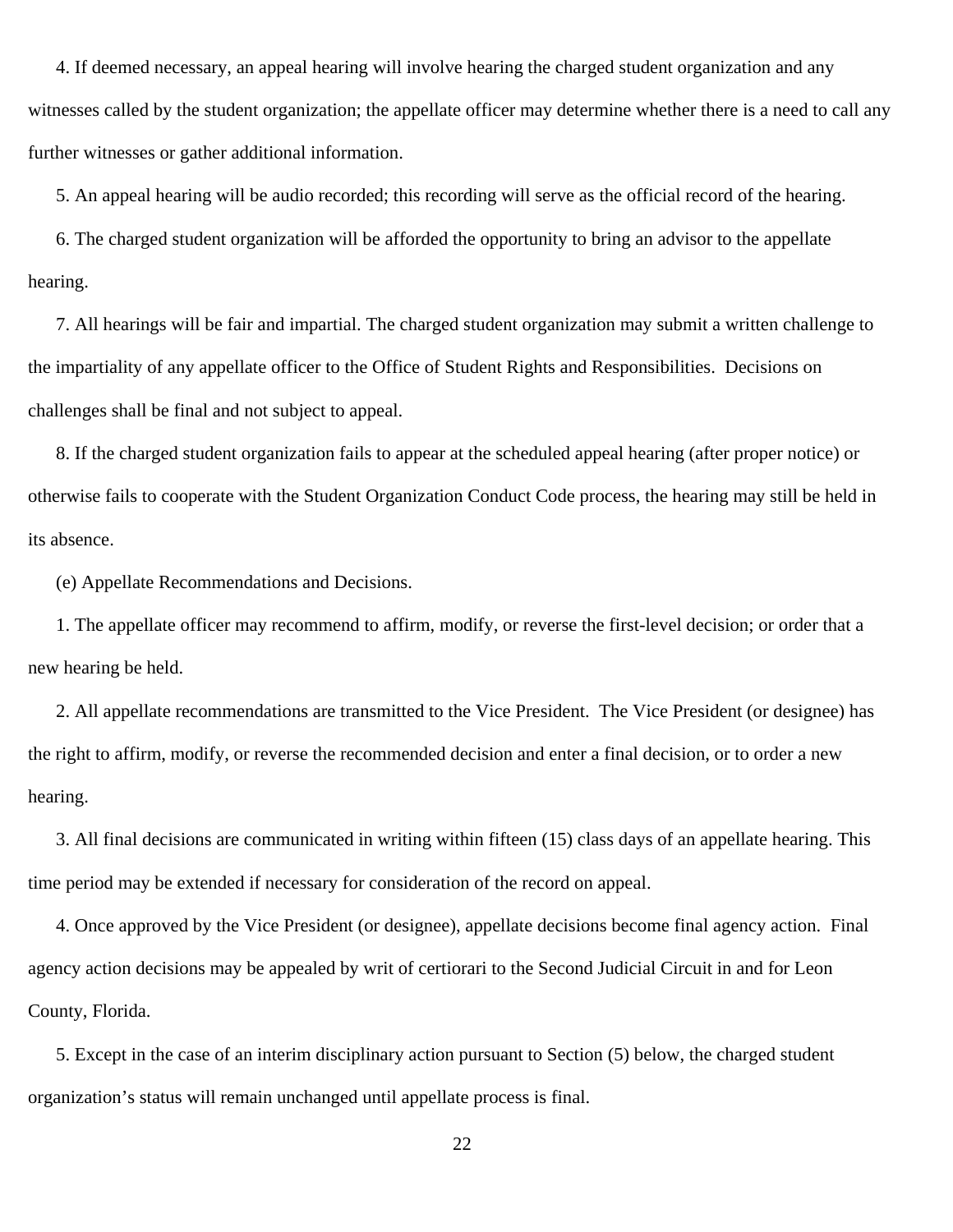4. If deemed necessary, an appeal hearing will involve hearing the charged student organization and any witnesses called by the student organization; the appellate officer may determine whether there is a need to call any further witnesses or gather additional information.

5. An appeal hearing will be audio recorded; this recording will serve as the official record of the hearing.

6. The charged student organization will be afforded the opportunity to bring an advisor to the appellate hearing.

7. All hearings will be fair and impartial. The charged student organization may submit a written challenge to the impartiality of any appellate officer to the Office of Student Rights and Responsibilities. Decisions on challenges shall be final and not subject to appeal.

8. If the charged student organization fails to appear at the scheduled appeal hearing (after proper notice) or otherwise fails to cooperate with the Student Organization Conduct Code process, the hearing may still be held in its absence.

(e) Appellate Recommendations and Decisions.

1. The appellate officer may recommend to affirm, modify, or reverse the first-level decision; or order that a new hearing be held.

2. All appellate recommendations are transmitted to the Vice President. The Vice President (or designee) has the right to affirm, modify, or reverse the recommended decision and enter a final decision, or to order a new hearing.

3. All final decisions are communicated in writing within fifteen (15) class days of an appellate hearing. This time period may be extended if necessary for consideration of the record on appeal.

4. Once approved by the Vice President (or designee), appellate decisions become final agency action. Final agency action decisions may be appealed by writ of certiorari to the Second Judicial Circuit in and for Leon County, Florida.

5. Except in the case of an interim disciplinary action pursuant to Section (5) below, the charged student organization's status will remain unchanged until appellate process is final.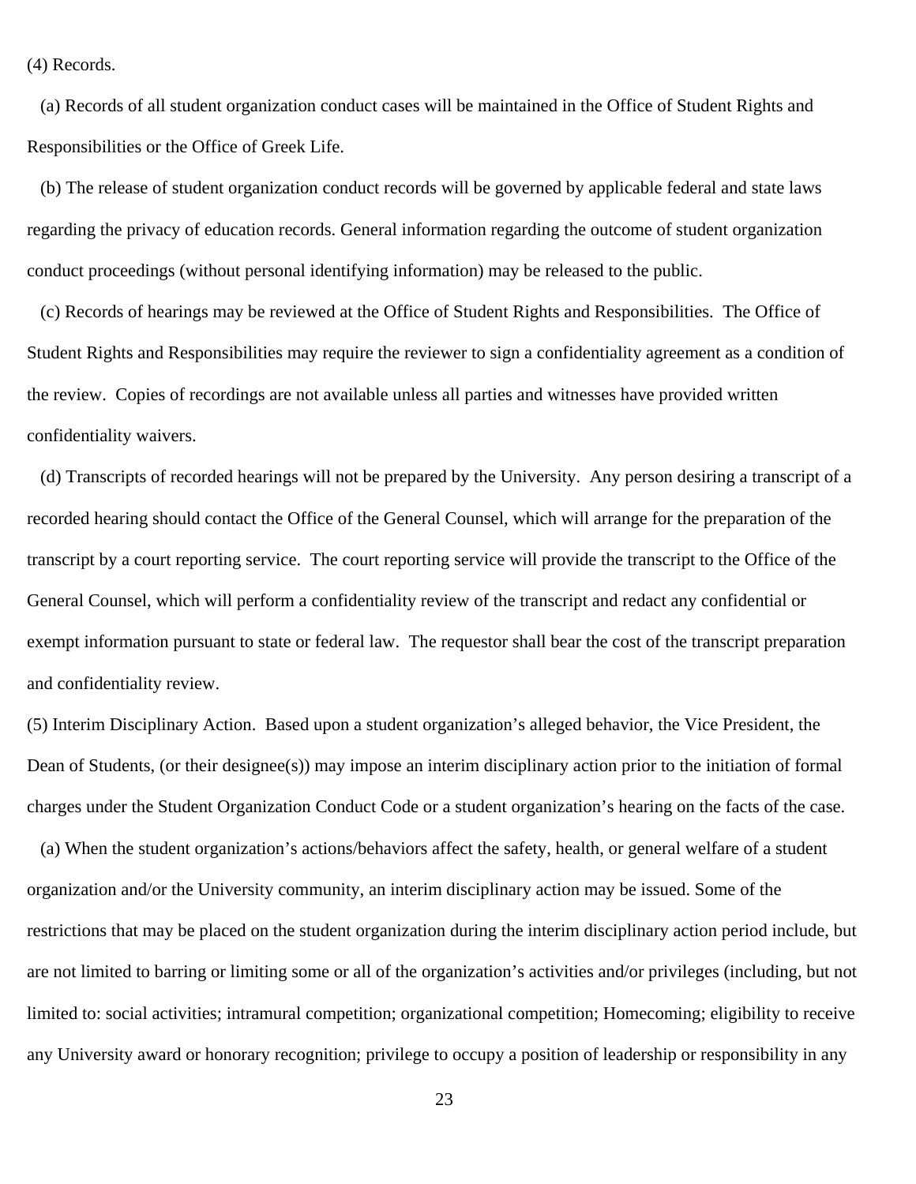(4) Records.

(a) Records of all student organization conduct cases will be maintained in the Office of Student Rights and Responsibilities or the Office of Greek Life.

(b) The release of student organization conduct records will be governed by applicable federal and state laws regarding the privacy of education records. General information regarding the outcome of student organization conduct proceedings (without personal identifying information) may be released to the public.

(c) Records of hearings may be reviewed at the Office of Student Rights and Responsibilities. The Office of Student Rights and Responsibilities may require the reviewer to sign a confidentiality agreement as a condition of the review. Copies of recordings are not available unless all parties and witnesses have provided written confidentiality waivers.

(d) Transcripts of recorded hearings will not be prepared by the University. Any person desiring a transcript of a recorded hearing should contact the Office of the General Counsel, which will arrange for the preparation of the transcript by a court reporting service. The court reporting service will provide the transcript to the Office of the General Counsel, which will perform a confidentiality review of the transcript and redact any confidential or exempt information pursuant to state or federal law. The requestor shall bear the cost of the transcript preparation and confidentiality review.

(5) Interim Disciplinary Action. Based upon a student organization's alleged behavior, the Vice President, the Dean of Students, (or their designee(s)) may impose an interim disciplinary action prior to the initiation of formal charges under the Student Organization Conduct Code or a student organization's hearing on the facts of the case.

(a) When the student organization's actions/behaviors affect the safety, health, or general welfare of a student organization and/or the University community, an interim disciplinary action may be issued. Some of the restrictions that may be placed on the student organization during the interim disciplinary action period include, but are not limited to barring or limiting some or all of the organization's activities and/or privileges (including, but not limited to: social activities; intramural competition; organizational competition; Homecoming; eligibility to receive any University award or honorary recognition; privilege to occupy a position of leadership or responsibility in any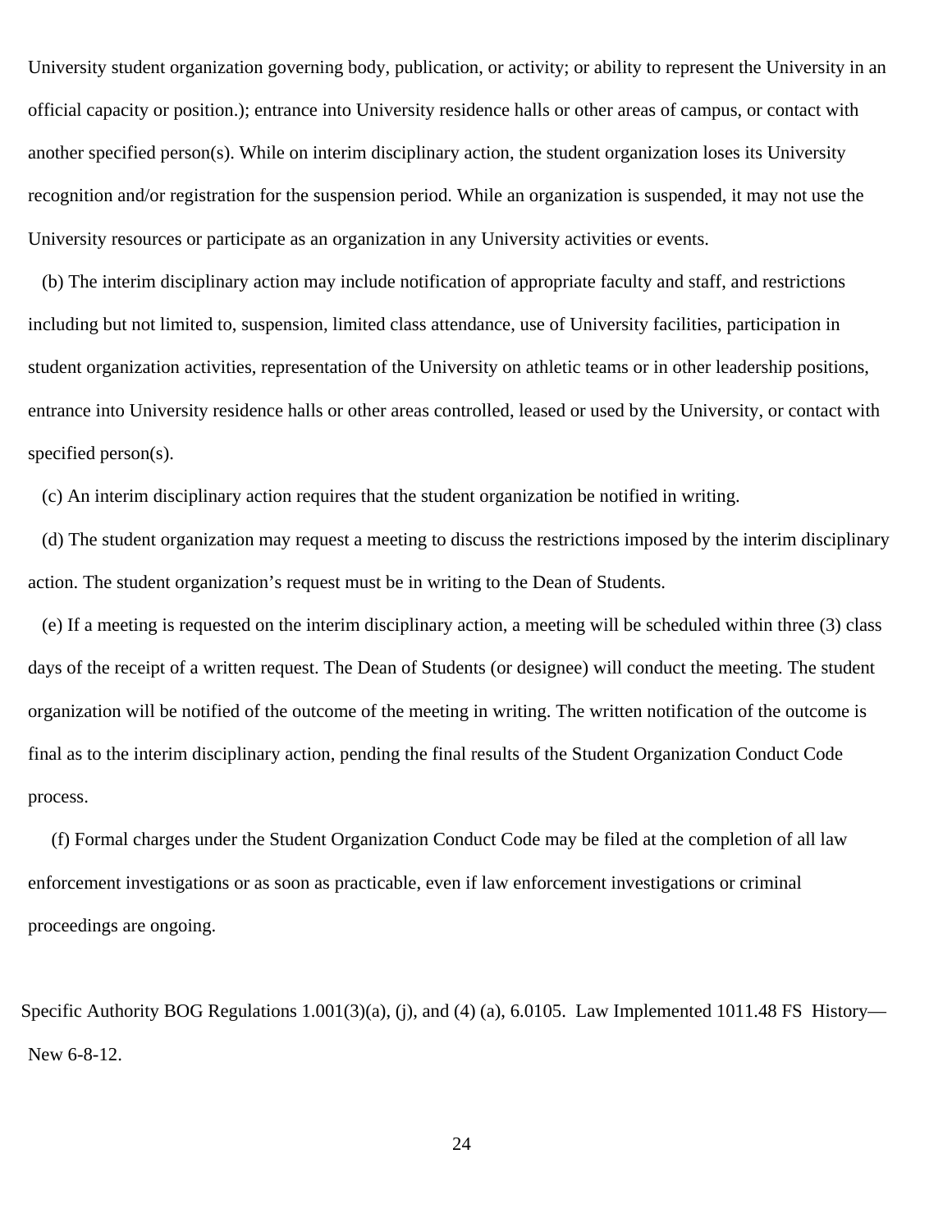University student organization governing body, publication, or activity; or ability to represent the University in an official capacity or position.); entrance into University residence halls or other areas of campus, or contact with another specified person(s). While on interim disciplinary action, the student organization loses its University recognition and/or registration for the suspension period. While an organization is suspended, it may not use the University resources or participate as an organization in any University activities or events.

(b) The interim disciplinary action may include notification of appropriate faculty and staff, and restrictions including but not limited to, suspension, limited class attendance, use of University facilities, participation in student organization activities, representation of the University on athletic teams or in other leadership positions, entrance into University residence halls or other areas controlled, leased or used by the University, or contact with specified person(s).

(c) An interim disciplinary action requires that the student organization be notified in writing.

(d) The student organization may request a meeting to discuss the restrictions imposed by the interim disciplinary action. The student organization's request must be in writing to the Dean of Students.

(e) If a meeting is requested on the interim disciplinary action, a meeting will be scheduled within three (3) class days of the receipt of a written request. The Dean of Students (or designee) will conduct the meeting. The student organization will be notified of the outcome of the meeting in writing. The written notification of the outcome is final as to the interim disciplinary action, pending the final results of the Student Organization Conduct Code process.

(f) Formal charges under the Student Organization Conduct Code may be filed at the completion of all law enforcement investigations or as soon as practicable, even if law enforcement investigations or criminal proceedings are ongoing.

Specific Authority BOG Regulations 1.001(3)(a), (j), and (4) (a), 6.0105. Law Implemented 1011.48 FS History—New 6-8-12.